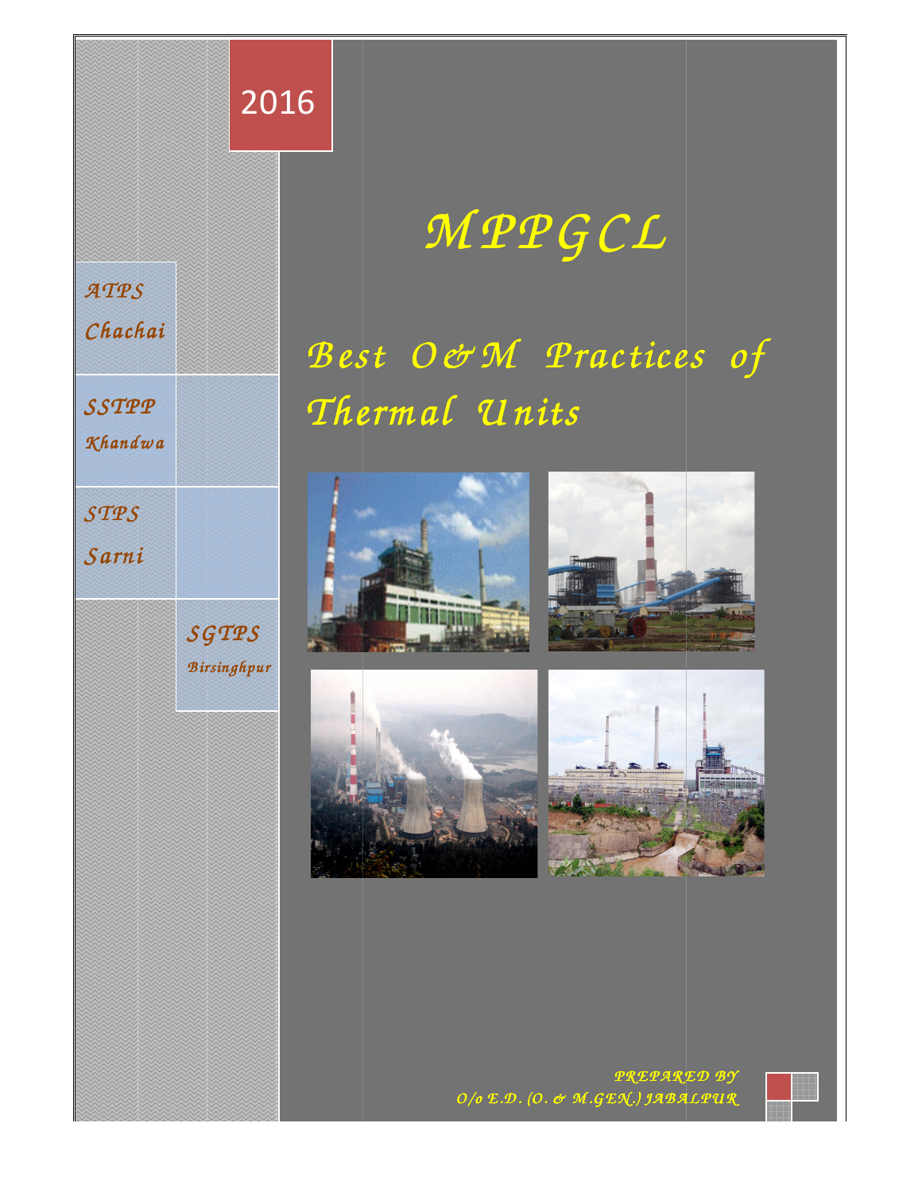2016

# MPPGCL

## Best O&M Practices of Thermal Units

ATPS Chachai

SSTPP Khandwa

STPS Sarni

SGTPS Birsinghpur

PREPARED BY
O/o E.D. (O. & M.GEN.) JABALPUR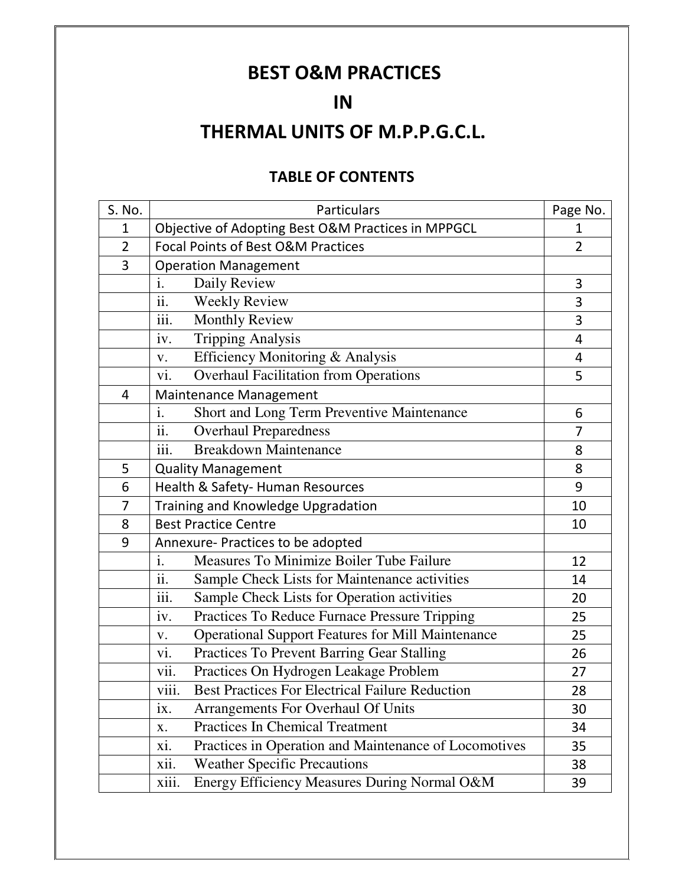# BEST O&M PRACTICES

# IN

# THERMAL UNITS OF M.P.P.G.C.L.

## TABLE OF CONTENTS

| S. No. | Particulars | Page No. |
|---|---|---|
| 1 | Objective of Adopting Best O&M Practices in MPPGCL | 1 |
| 2 | Focal Points of Best O&M Practices | 2 |
| 3 | Operation Management | |
| | i. Daily Review | 3 |
| | ii. Weekly Review | 3 |
| | iii. Monthly Review | 3 |
| | iv. Tripping Analysis | 4 |
| | v. Efficiency Monitoring & Analysis | 4 |
| | vi. Overhaul Facilitation from Operations | 5 |
| 4 | Maintenance Management | |
| | i. Short and Long Term Preventive Maintenance | 6 |
| | ii. Overhaul Preparedness | 7 |
| | iii. Breakdown Maintenance | 8 |
| 5 | Quality Management | 8 |
| 6 | Health & Safety- Human Resources | 9 |
| 7 | Training and Knowledge Upgradation | 10 |
| 8 | Best Practice Centre | 10 |
| 9 | Annexure- Practices to be adopted | |
| | i. Measures To Minimize Boiler Tube Failure | 12 |
| | ii. Sample Check Lists for Maintenance activities | 14 |
| | iii. Sample Check Lists for Operation activities | 20 |
| | iv. Practices To Reduce Furnace Pressure Tripping | 25 |
| | v. Operational Support Features for Mill Maintenance | 25 |
| | vi. Practices To Prevent Barring Gear Stalling | 26 |
| | vii. Practices On Hydrogen Leakage Problem | 27 |
| | viii. Best Practices For Electrical Failure Reduction | 28 |
| | ix. Arrangements For Overhaul Of Units | 30 |
| | x. Practices In Chemical Treatment | 34 |
| | xi. Practices in Operation and Maintenance of Locomotives | 35 |
| | xii. Weather Specific Precautions | 38 |
| | xiii. Energy Efficiency Measures During Normal O&M | 39 |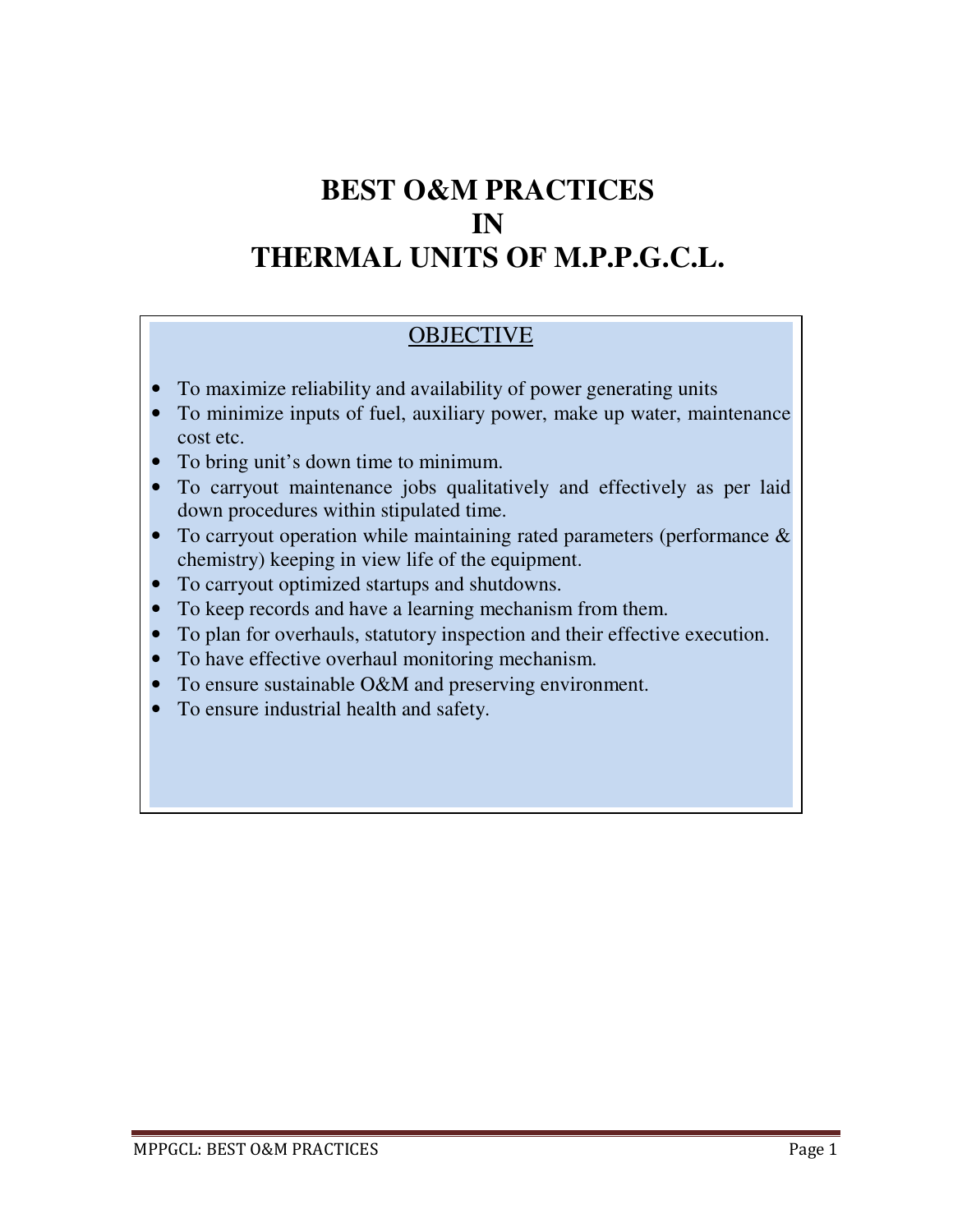# BEST O&M PRACTICES IN THERMAL UNITS OF M.P.P.G.C.L.

## OBJECTIVE

- To maximize reliability and availability of power generating units
- To minimize inputs of fuel, auxiliary power, make up water, maintenance cost etc.
- To bring unit's down time to minimum.
- To carryout maintenance jobs qualitatively and effectively as per laid down procedures within stipulated time.
- To carryout operation while maintaining rated parameters (performance & chemistry) keeping in view life of the equipment.
- To carryout optimized startups and shutdowns.
- To keep records and have a learning mechanism from them.
- To plan for overhauls, statutory inspection and their effective execution.
- To have effective overhaul monitoring mechanism.
- To ensure sustainable O&M and preserving environment.
- To ensure industrial health and safety.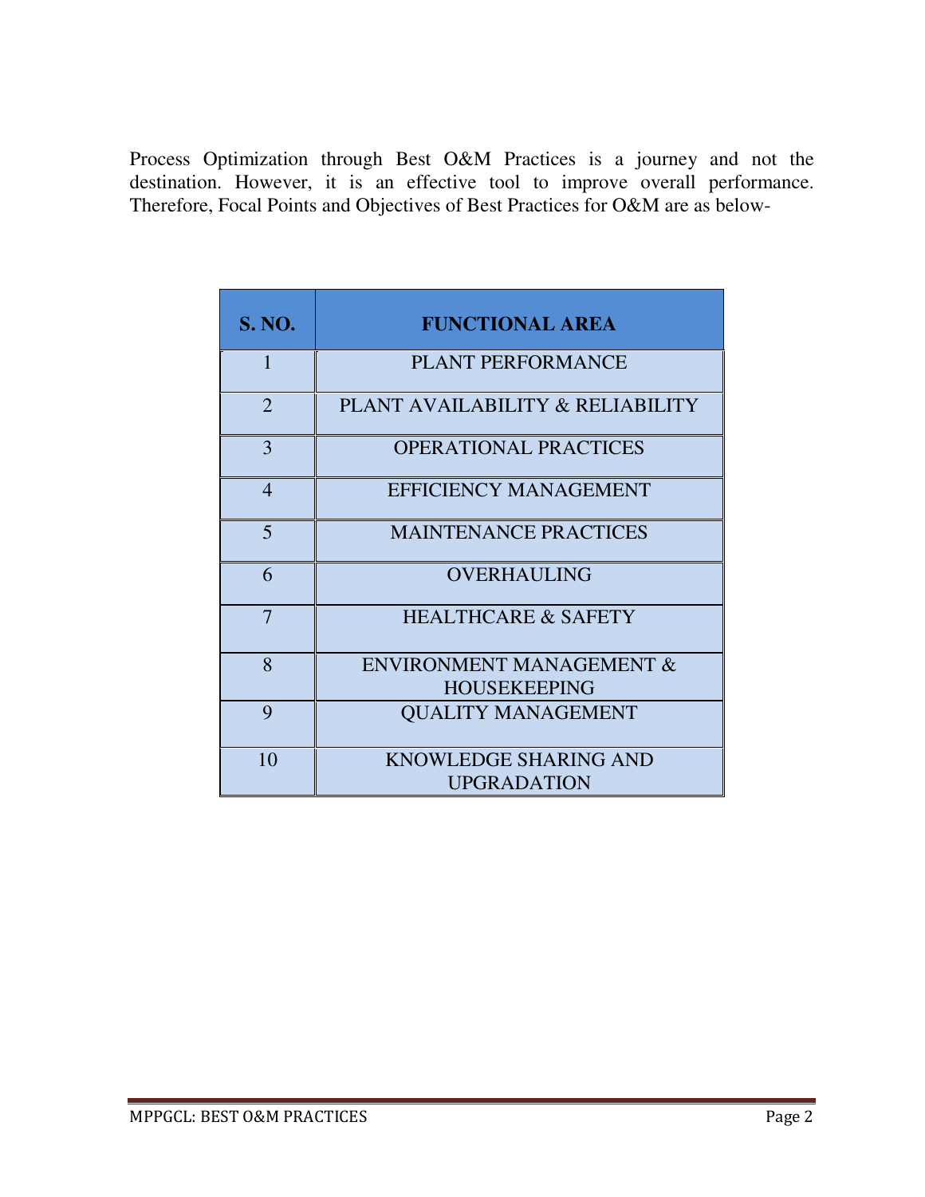Process Optimization through Best O&M Practices is a journey and not the destination. However, it is an effective tool to improve overall performance. Therefore, Focal Points and Objectives of Best Practices for O&M are as below-

| S. NO. | FUNCTIONAL AREA |
|---|---|
| 1 | PLANT PERFORMANCE |
| 2 | PLANT AVAILABILITY & RELIABILITY |
| 3 | OPERATIONAL PRACTICES |
| 4 | EFFICIENCY MANAGEMENT |
| 5 | MAINTENANCE PRACTICES |
| 6 | OVERHAULING |
| 7 | HEALTHCARE & SAFETY |
| 8 | ENVIRONMENT MANAGEMENT & HOUSEKEEPING |
| 9 | QUALITY MANAGEMENT |
| 10 | KNOWLEDGE SHARING AND UPGRADATION |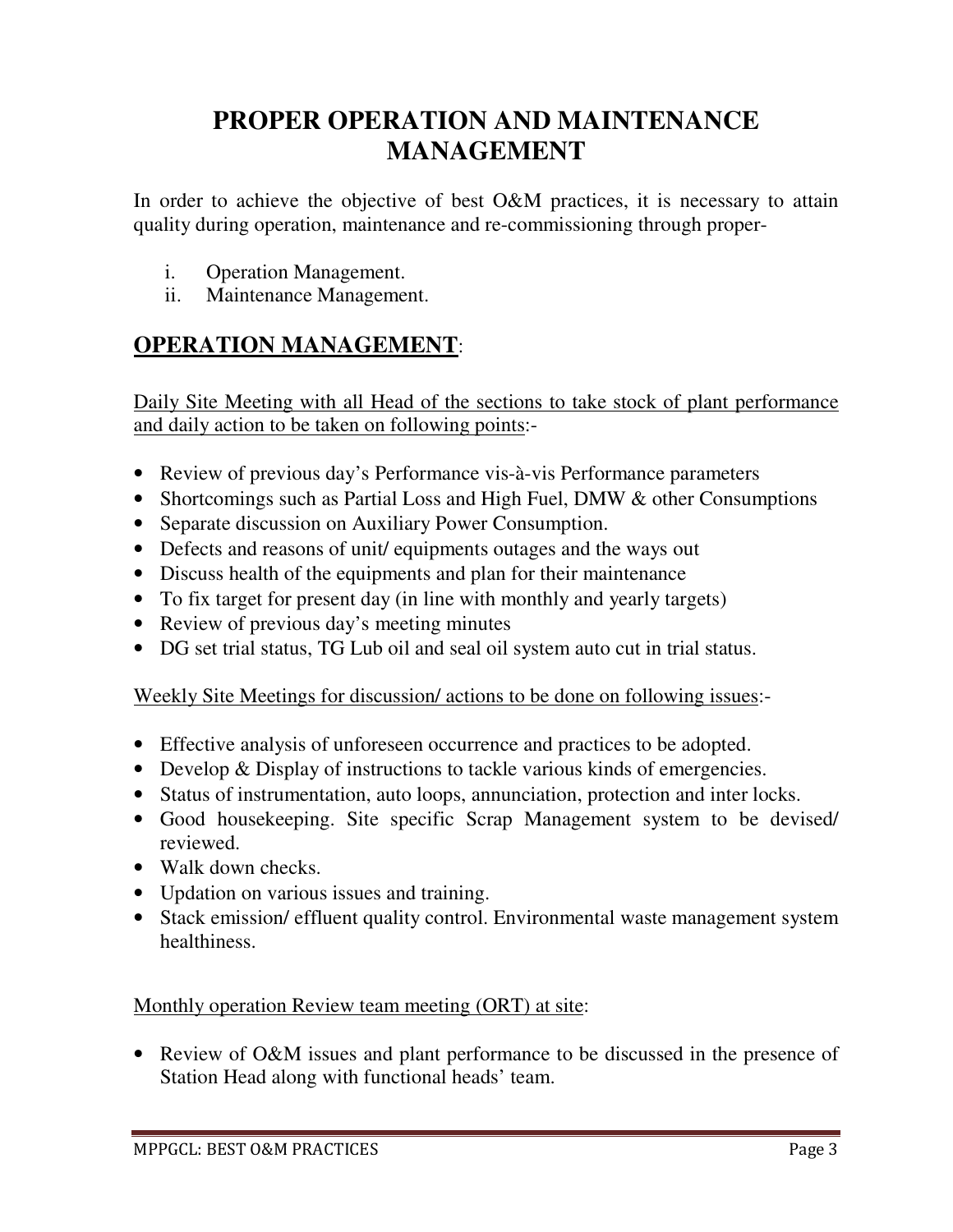# PROPER OPERATION AND MAINTENANCE MANAGEMENT

In order to achieve the objective of best O&M practices, it is necessary to attain quality during operation, maintenance and re-commissioning through proper-

i. Operation Management.
ii. Maintenance Management.

## OPERATION MANAGEMENT:

Daily Site Meeting with all Head of the sections to take stock of plant performance and daily action to be taken on following points:-

- Review of previous day's Performance vis-à-vis Performance parameters
- Shortcomings such as Partial Loss and High Fuel, DMW & other Consumptions
- Separate discussion on Auxiliary Power Consumption.
- Defects and reasons of unit/ equipments outages and the ways out
- Discuss health of the equipments and plan for their maintenance
- To fix target for present day (in line with monthly and yearly targets)
- Review of previous day's meeting minutes
- DG set trial status, TG Lub oil and seal oil system auto cut in trial status.

Weekly Site Meetings for discussion/ actions to be done on following issues:-

- Effective analysis of unforeseen occurrence and practices to be adopted.
- Develop & Display of instructions to tackle various kinds of emergencies.
- Status of instrumentation, auto loops, annunciation, protection and inter locks.
- Good housekeeping. Site specific Scrap Management system to be devised/ reviewed.
- Walk down checks.
- Updation on various issues and training.
- Stack emission/ effluent quality control. Environmental waste management system healthiness.

Monthly operation Review team meeting (ORT) at site:

- Review of O&M issues and plant performance to be discussed in the presence of Station Head along with functional heads' team.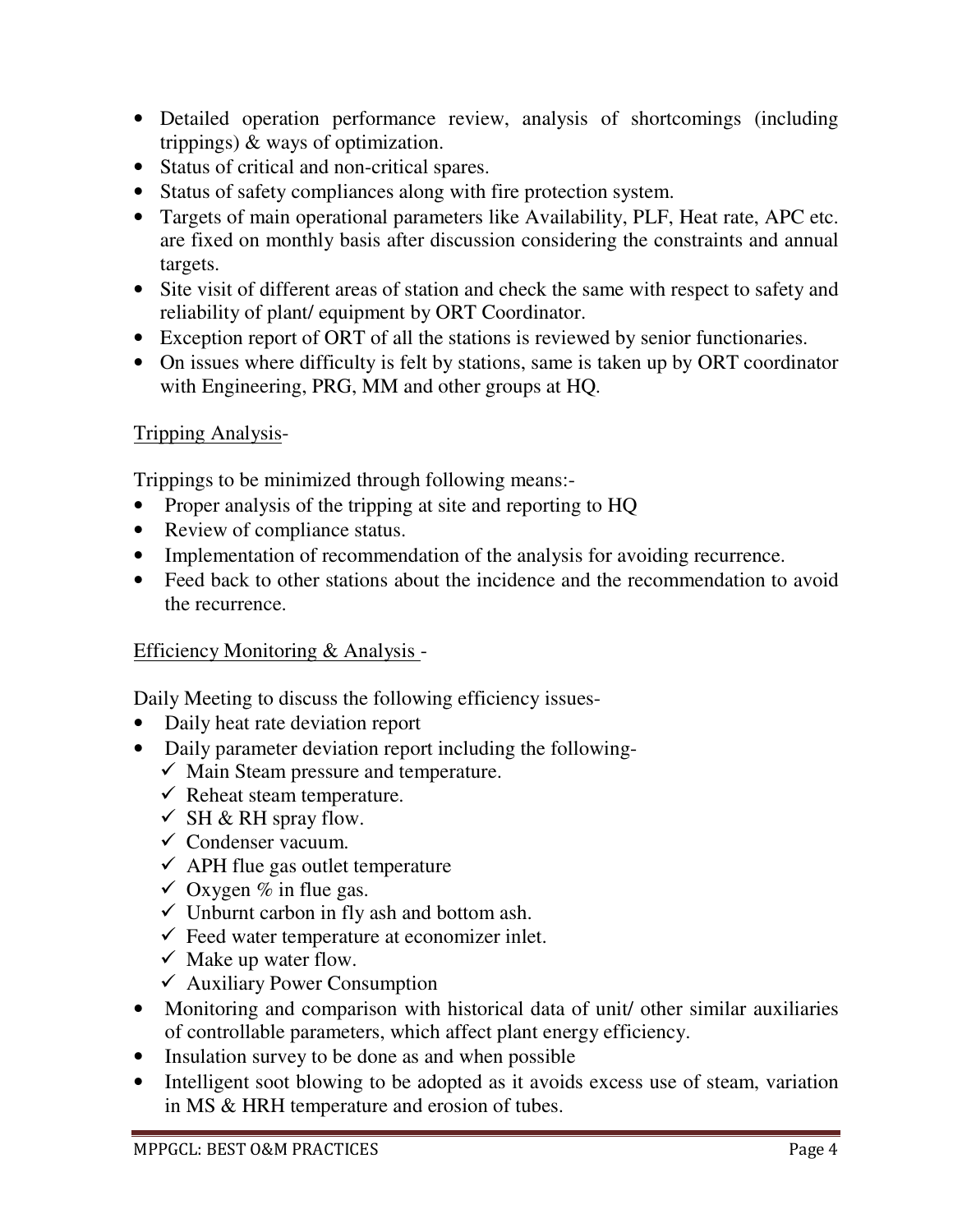- Detailed operation performance review, analysis of shortcomings (including trippings) & ways of optimization.
- Status of critical and non-critical spares.
- Status of safety compliances along with fire protection system.
- Targets of main operational parameters like Availability, PLF, Heat rate, APC etc. are fixed on monthly basis after discussion considering the constraints and annual targets.
- Site visit of different areas of station and check the same with respect to safety and reliability of plant/ equipment by ORT Coordinator.
- Exception report of ORT of all the stations is reviewed by senior functionaries.
- On issues where difficulty is felt by stations, same is taken up by ORT coordinator with Engineering, PRG, MM and other groups at HQ.

<u>Tripping Analysis</u>-

Trippings to be minimized through following means:-

- Proper analysis of the tripping at site and reporting to HQ
- Review of compliance status.
- Implementation of recommendation of the analysis for avoiding recurrence.
- Feed back to other stations about the incidence and the recommendation to avoid the recurrence.

<u>Efficiency Monitoring & Analysis</u> -

Daily Meeting to discuss the following efficiency issues-

- Daily heat rate deviation report
- Daily parameter deviation report including the following-
  - ✓ Main Steam pressure and temperature.
  - ✓ Reheat steam temperature.
  - ✓ SH & RH spray flow.
  - ✓ Condenser vacuum.
  - ✓ APH flue gas outlet temperature
  - ✓ Oxygen % in flue gas.
  - ✓ Unburnt carbon in fly ash and bottom ash.
  - ✓ Feed water temperature at economizer inlet.
  - ✓ Make up water flow.
  - ✓ Auxiliary Power Consumption
- Monitoring and comparison with historical data of unit/ other similar auxiliaries of controllable parameters, which affect plant energy efficiency.
- Insulation survey to be done as and when possible
- Intelligent soot blowing to be adopted as it avoids excess use of steam, variation in MS & HRH temperature and erosion of tubes.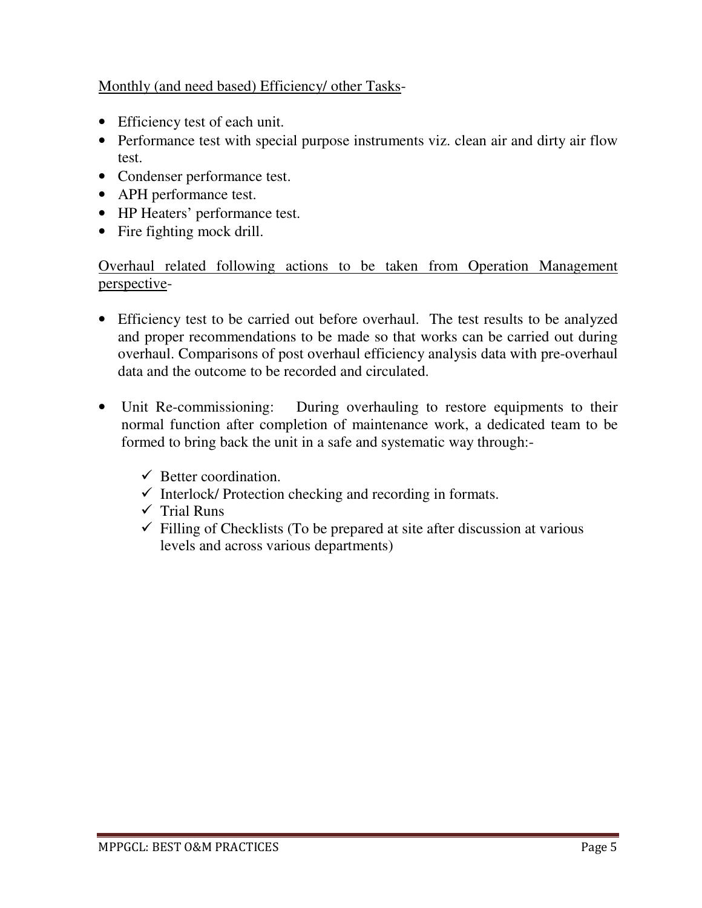<u>Monthly (and need based) Efficiency/ other Tasks</u>-

- Efficiency test of each unit.
- Performance test with special purpose instruments viz. clean air and dirty air flow test.
- Condenser performance test.
- APH performance test.
- HP Heaters' performance test.
- Fire fighting mock drill.

<u>Overhaul related following actions to be taken from Operation Management perspective</u>-

- Efficiency test to be carried out before overhaul. The test results to be analyzed and proper recommendations to be made so that works can be carried out during overhaul. Comparisons of post overhaul efficiency analysis data with pre-overhaul data and the outcome to be recorded and circulated.

- Unit Re-commissioning: During overhauling to restore equipments to their normal function after completion of maintenance work, a dedicated team to be formed to bring back the unit in a safe and systematic way through:-

  - ✓ Better coordination.
  - ✓ Interlock/ Protection checking and recording in formats.
  - ✓ Trial Runs
  - ✓ Filling of Checklists (To be prepared at site after discussion at various levels and across various departments)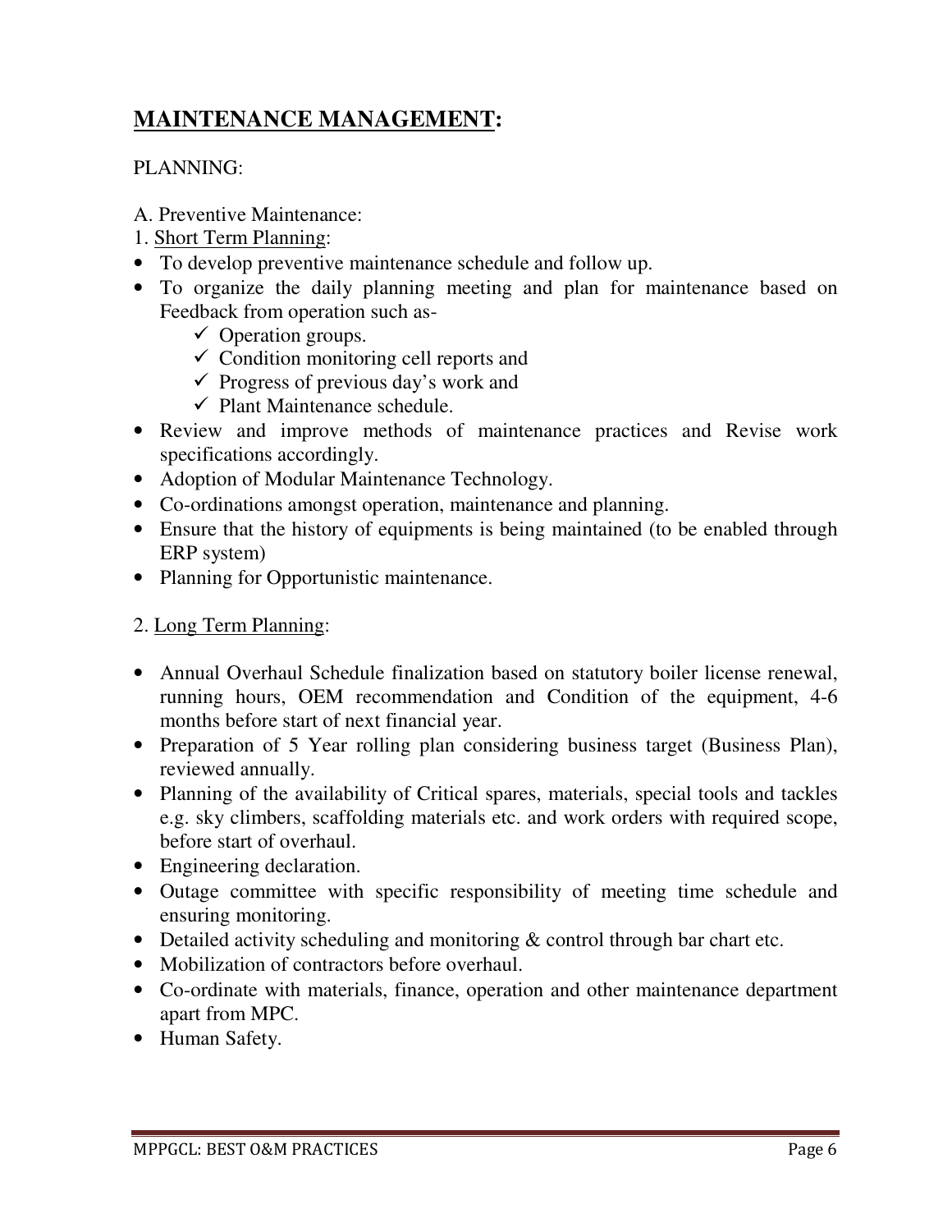# **MAINTENANCE MANAGEMENT:**

PLANNING:

A. Preventive Maintenance:

1. Short Term Planning:

- To develop preventive maintenance schedule and follow up.
- To organize the daily planning meeting and plan for maintenance based on Feedback from operation such as-
  - ✓ Operation groups.
  - ✓ Condition monitoring cell reports and
  - ✓ Progress of previous day's work and
  - ✓ Plant Maintenance schedule.
- Review and improve methods of maintenance practices and Revise work specifications accordingly.
- Adoption of Modular Maintenance Technology.
- Co-ordinations amongst operation, maintenance and planning.
- Ensure that the history of equipments is being maintained (to be enabled through ERP system)
- Planning for Opportunistic maintenance.

2. Long Term Planning:

- Annual Overhaul Schedule finalization based on statutory boiler license renewal, running hours, OEM recommendation and Condition of the equipment, 4-6 months before start of next financial year.
- Preparation of 5 Year rolling plan considering business target (Business Plan), reviewed annually.
- Planning of the availability of Critical spares, materials, special tools and tackles e.g. sky climbers, scaffolding materials etc. and work orders with required scope, before start of overhaul.
- Engineering declaration.
- Outage committee with specific responsibility of meeting time schedule and ensuring monitoring.
- Detailed activity scheduling and monitoring & control through bar chart etc.
- Mobilization of contractors before overhaul.
- Co-ordinate with materials, finance, operation and other maintenance department apart from MPC.
- Human Safety.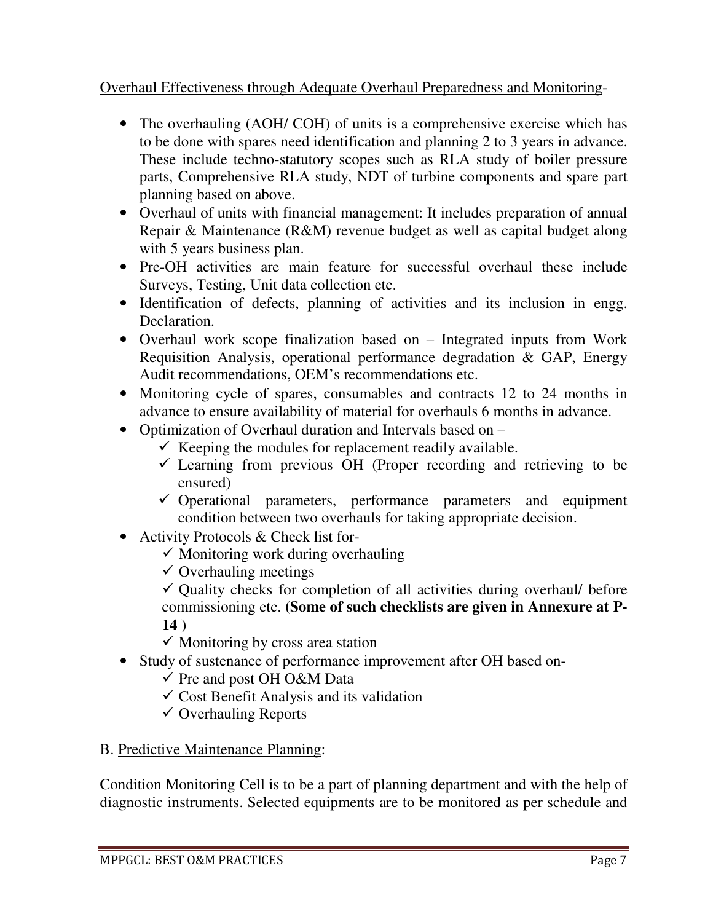Overhaul Effectiveness through Adequate Overhaul Preparedness and Monitoring-

- The overhauling (AOH/ COH) of units is a comprehensive exercise which has to be done with spares need identification and planning 2 to 3 years in advance. These include techno-statutory scopes such as RLA study of boiler pressure parts, Comprehensive RLA study, NDT of turbine components and spare part planning based on above.
- Overhaul of units with financial management: It includes preparation of annual Repair & Maintenance (R&M) revenue budget as well as capital budget along with 5 years business plan.
- Pre-OH activities are main feature for successful overhaul these include Surveys, Testing, Unit data collection etc.
- Identification of defects, planning of activities and its inclusion in engg. Declaration.
- Overhaul work scope finalization based on – Integrated inputs from Work Requisition Analysis, operational performance degradation & GAP, Energy Audit recommendations, OEM's recommendations etc.
- Monitoring cycle of spares, consumables and contracts 12 to 24 months in advance to ensure availability of material for overhauls 6 months in advance.
- Optimization of Overhaul duration and Intervals based on –
  - ✓ Keeping the modules for replacement readily available.
  - ✓ Learning from previous OH (Proper recording and retrieving to be ensured)
  - ✓ Operational parameters, performance parameters and equipment condition between two overhauls for taking appropriate decision.
- Activity Protocols & Check list for-
  - ✓ Monitoring work during overhauling
  - ✓ Overhauling meetings
  - ✓ Quality checks for completion of all activities during overhaul/ before commissioning etc. **(Some of such checklists are given in Annexure at P-14 )**
  - ✓ Monitoring by cross area station
- Study of sustenance of performance improvement after OH based on-
  - ✓ Pre and post OH O&M Data
  - ✓ Cost Benefit Analysis and its validation
  - ✓ Overhauling Reports

B. Predictive Maintenance Planning:

Condition Monitoring Cell is to be a part of planning department and with the help of diagnostic instruments. Selected equipments are to be monitored as per schedule and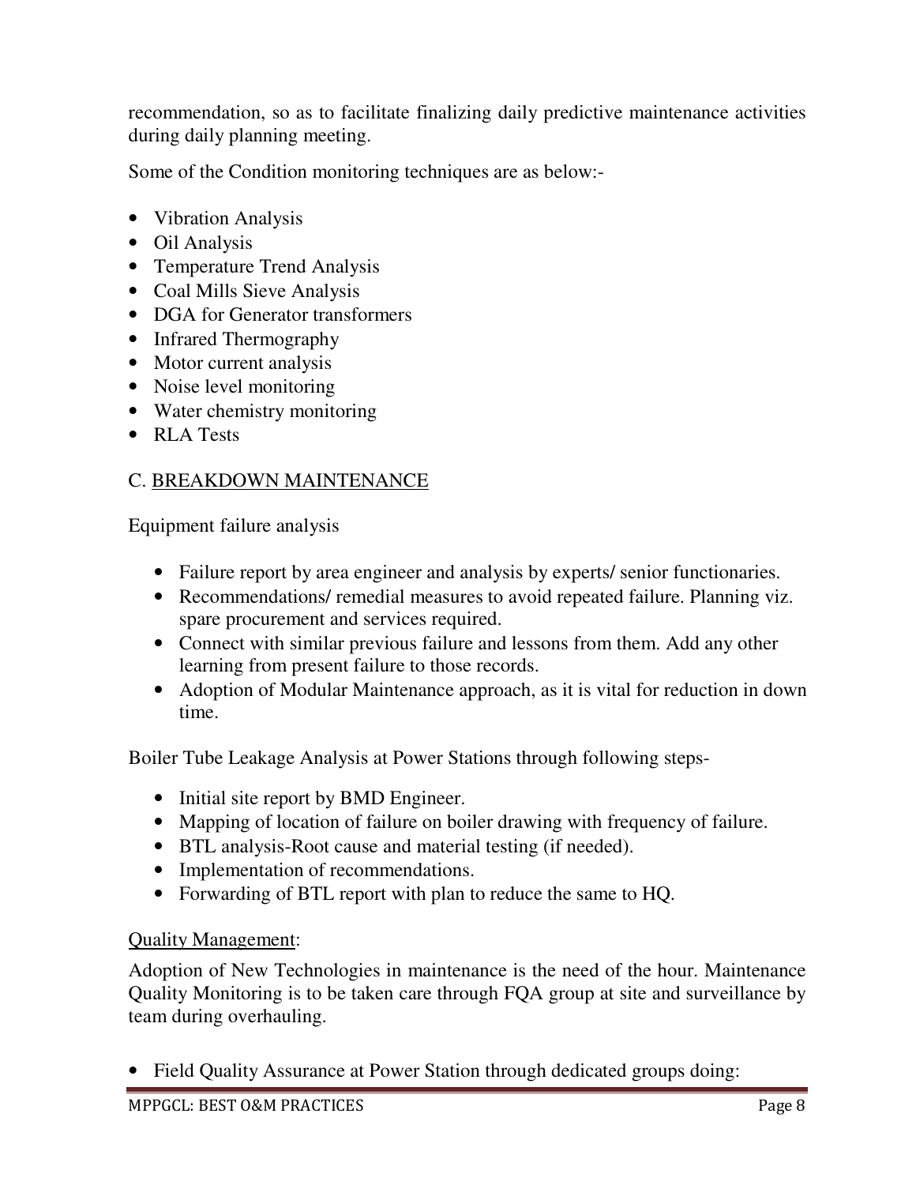recommendation, so as to facilitate finalizing daily predictive maintenance activities during daily planning meeting.

Some of the Condition monitoring techniques are as below:-

- Vibration Analysis
- Oil Analysis
- Temperature Trend Analysis
- Coal Mills Sieve Analysis
- DGA for Generator transformers
- Infrared Thermography
- Motor current analysis
- Noise level monitoring
- Water chemistry monitoring
- RLA Tests

## C. BREAKDOWN MAINTENANCE

Equipment failure analysis

- Failure report by area engineer and analysis by experts/ senior functionaries.
- Recommendations/ remedial measures to avoid repeated failure. Planning viz. spare procurement and services required.
- Connect with similar previous failure and lessons from them. Add any other learning from present failure to those records.
- Adoption of Modular Maintenance approach, as it is vital for reduction in down time.

Boiler Tube Leakage Analysis at Power Stations through following steps-

- Initial site report by BMD Engineer.
- Mapping of location of failure on boiler drawing with frequency of failure.
- BTL analysis-Root cause and material testing (if needed).
- Implementation of recommendations.
- Forwarding of BTL report with plan to reduce the same to HQ.

Quality Management:

Adoption of New Technologies in maintenance is the need of the hour. Maintenance Quality Monitoring is to be taken care through FQA group at site and surveillance by team during overhauling.

- Field Quality Assurance at Power Station through dedicated groups doing: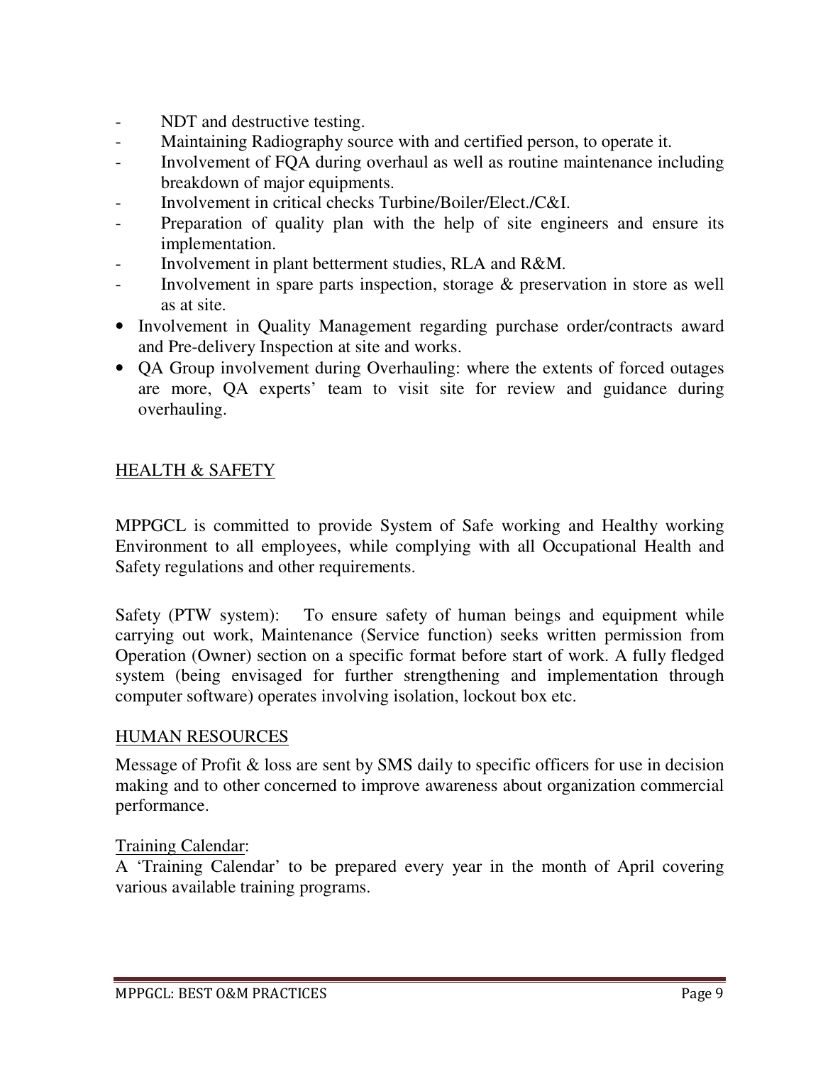- NDT and destructive testing.
- Maintaining Radiography source with and certified person, to operate it.
- Involvement of FQA during overhaul as well as routine maintenance including breakdown of major equipments.
- Involvement in critical checks Turbine/Boiler/Elect./C&I.
- Preparation of quality plan with the help of site engineers and ensure its implementation.
- Involvement in plant betterment studies, RLA and R&M.
- Involvement in spare parts inspection, storage & preservation in store as well as at site.

* Involvement in Quality Management regarding purchase order/contracts award and Pre-delivery Inspection at site and works.
* QA Group involvement during Overhauling: where the extents of forced outages are more, QA experts' team to visit site for review and guidance during overhauling.

## HEALTH & SAFETY

MPPGCL is committed to provide System of Safe working and Healthy working Environment to all employees, while complying with all Occupational Health and Safety regulations and other requirements.

Safety (PTW system): To ensure safety of human beings and equipment while carrying out work, Maintenance (Service function) seeks written permission from Operation (Owner) section on a specific format before start of work. A fully fledged system (being envisaged for further strengthening and implementation through computer software) operates involving isolation, lockout box etc.

## HUMAN RESOURCES

Message of Profit & loss are sent by SMS daily to specific officers for use in decision making and to other concerned to improve awareness about organization commercial performance.

### Training Calendar:

A 'Training Calendar' to be prepared every year in the month of April covering various available training programs.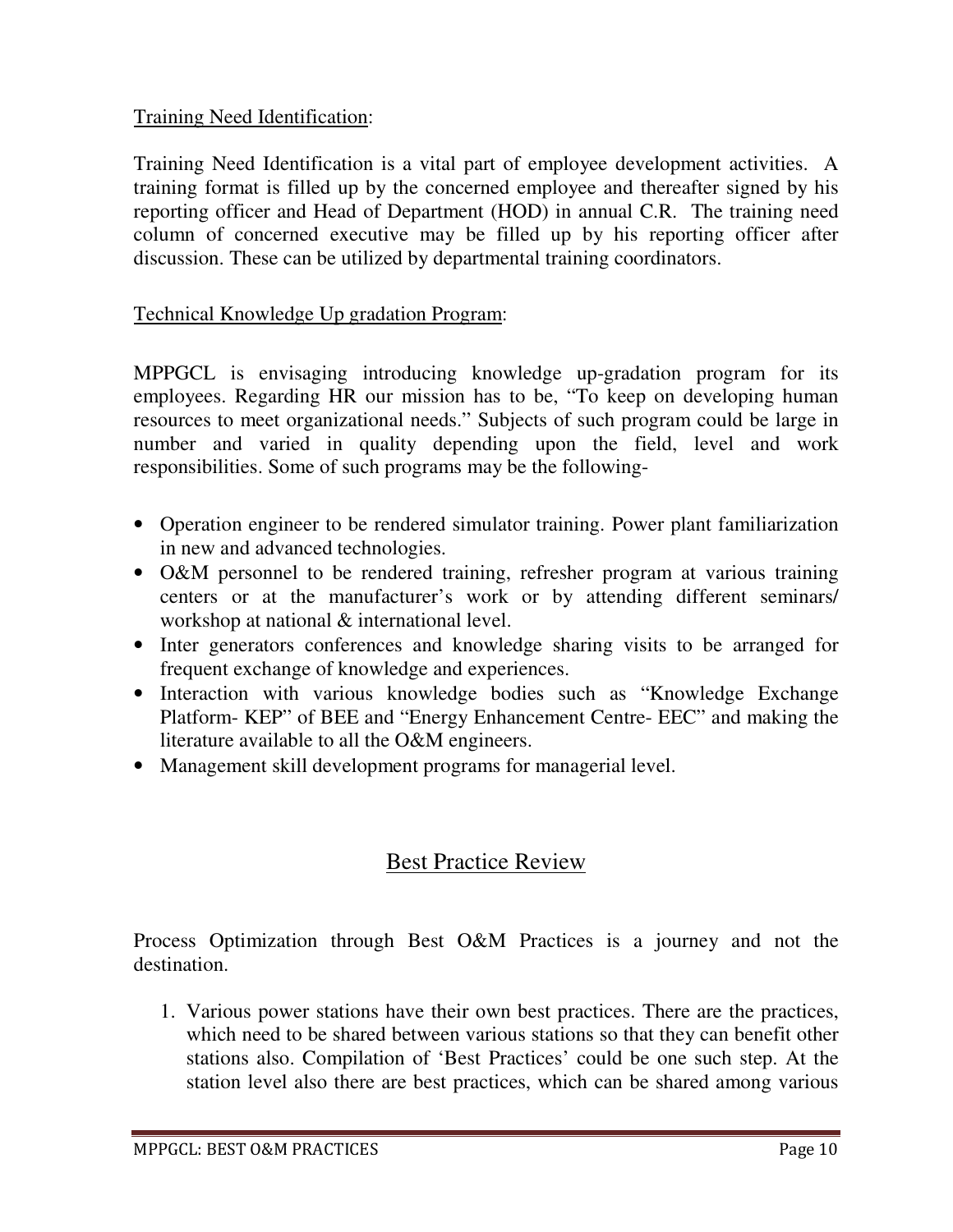Training Need Identification:

Training Need Identification is a vital part of employee development activities. A training format is filled up by the concerned employee and thereafter signed by his reporting officer and Head of Department (HOD) in annual C.R. The training need column of concerned executive may be filled up by his reporting officer after discussion. These can be utilized by departmental training coordinators.

Technical Knowledge Up gradation Program:

MPPGCL is envisaging introducing knowledge up-gradation program for its employees. Regarding HR our mission has to be, "To keep on developing human resources to meet organizational needs." Subjects of such program could be large in number and varied in quality depending upon the field, level and work responsibilities. Some of such programs may be the following-

- Operation engineer to be rendered simulator training. Power plant familiarization in new and advanced technologies.
- O&M personnel to be rendered training, refresher program at various training centers or at the manufacturer's work or by attending different seminars/ workshop at national & international level.
- Inter generators conferences and knowledge sharing visits to be arranged for frequent exchange of knowledge and experiences.
- Interaction with various knowledge bodies such as "Knowledge Exchange Platform- KEP" of BEE and "Energy Enhancement Centre- EEC" and making the literature available to all the O&M engineers.
- Management skill development programs for managerial level.

## Best Practice Review

Process Optimization through Best O&M Practices is a journey and not the destination.

1. Various power stations have their own best practices. There are the practices, which need to be shared between various stations so that they can benefit other stations also. Compilation of 'Best Practices' could be one such step. At the station level also there are best practices, which can be shared among various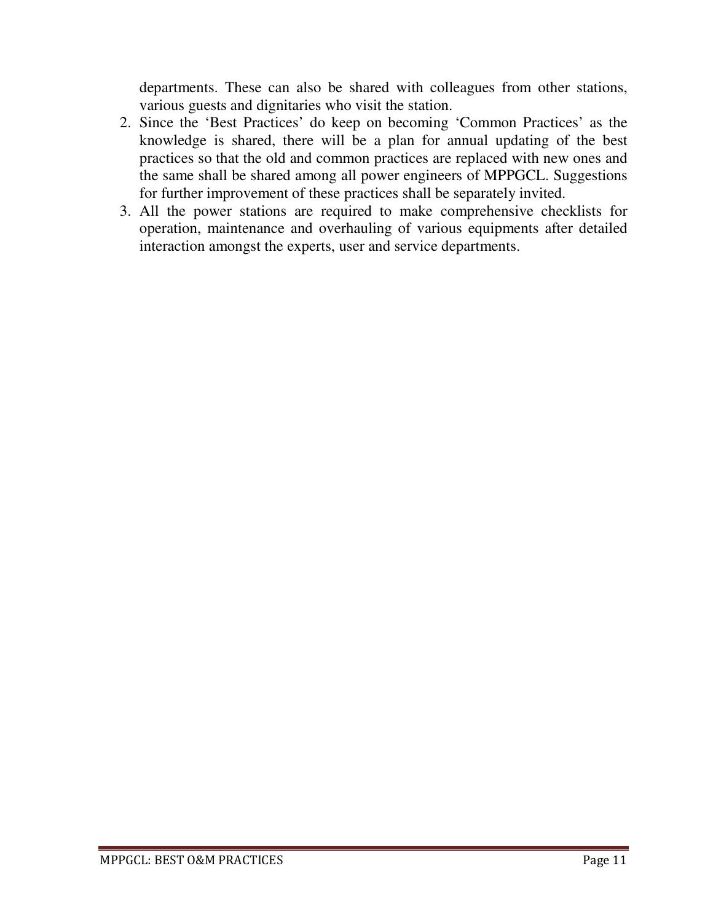departments. These can also be shared with colleagues from other stations, various guests and dignitaries who visit the station.

2. Since the 'Best Practices' do keep on becoming 'Common Practices' as the knowledge is shared, there will be a plan for annual updating of the best practices so that the old and common practices are replaced with new ones and the same shall be shared among all power engineers of MPPGCL. Suggestions for further improvement of these practices shall be separately invited.
3. All the power stations are required to make comprehensive checklists for operation, maintenance and overhauling of various equipments after detailed interaction amongst the experts, user and service departments.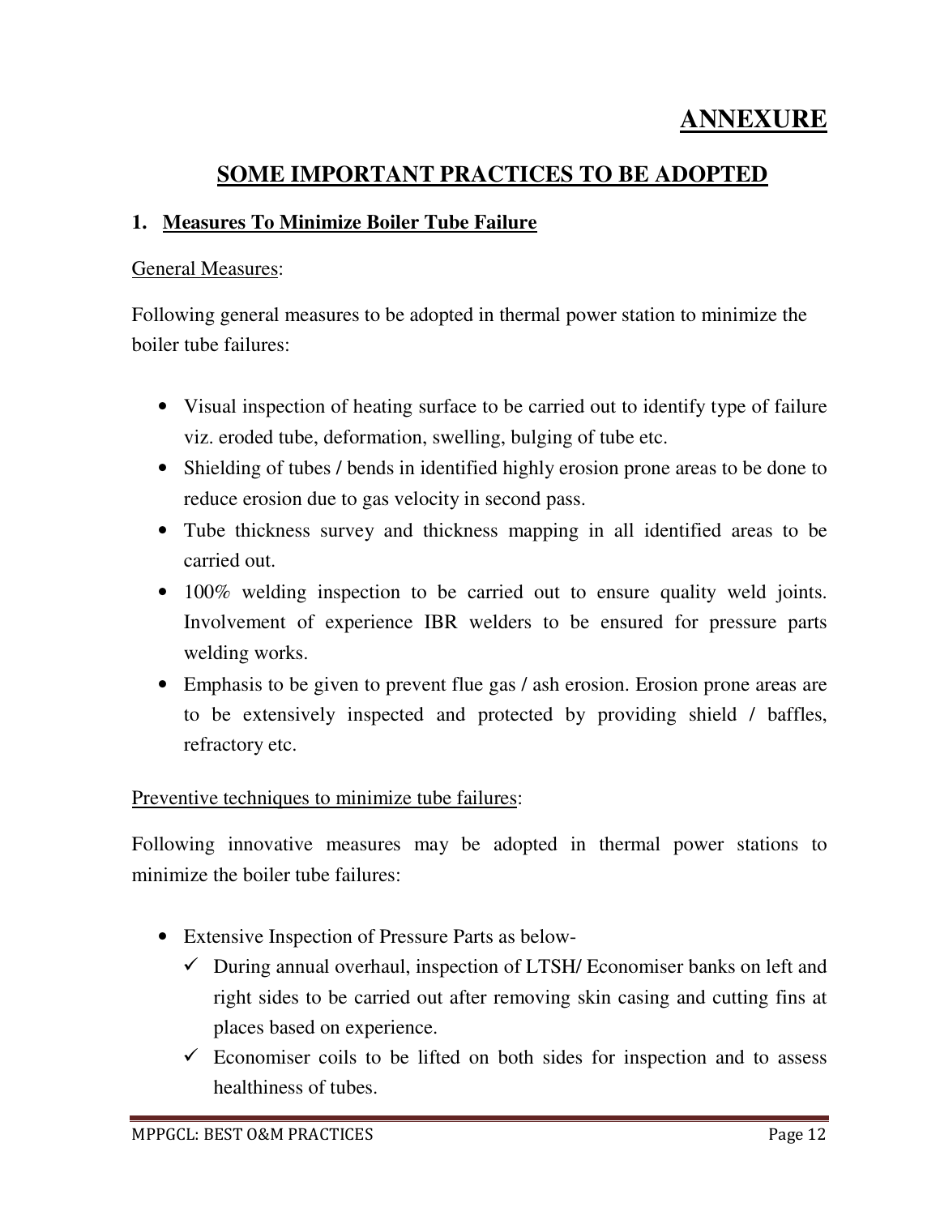# ANNEXURE

## SOME IMPORTANT PRACTICES TO BE ADOPTED

### 1. Measures To Minimize Boiler Tube Failure

General Measures:

Following general measures to be adopted in thermal power station to minimize the boiler tube failures:

- Visual inspection of heating surface to be carried out to identify type of failure viz. eroded tube, deformation, swelling, bulging of tube etc.
- Shielding of tubes / bends in identified highly erosion prone areas to be done to reduce erosion due to gas velocity in second pass.
- Tube thickness survey and thickness mapping in all identified areas to be carried out.
- 100% welding inspection to be carried out to ensure quality weld joints. Involvement of experience IBR welders to be ensured for pressure parts welding works.
- Emphasis to be given to prevent flue gas / ash erosion. Erosion prone areas are to be extensively inspected and protected by providing shield / baffles, refractory etc.

Preventive techniques to minimize tube failures:

Following innovative measures may be adopted in thermal power stations to minimize the boiler tube failures:

- Extensive Inspection of Pressure Parts as below-
  - ✓ During annual overhaul, inspection of LTSH/ Economiser banks on left and right sides to be carried out after removing skin casing and cutting fins at places based on experience.
  - ✓ Economiser coils to be lifted on both sides for inspection and to assess healthiness of tubes.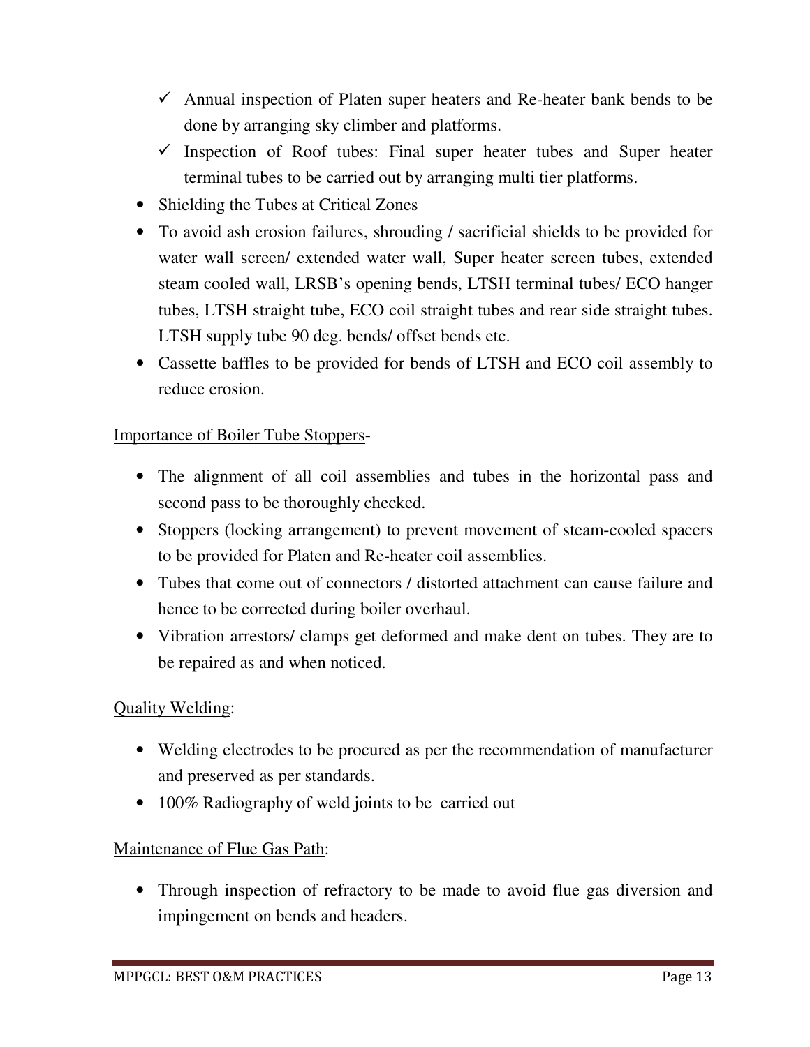- ✓ Annual inspection of Platen super heaters and Re-heater bank bends to be done by arranging sky climber and platforms.
- ✓ Inspection of Roof tubes: Final super heater tubes and Super heater terminal tubes to be carried out by arranging multi tier platforms.

- Shielding the Tubes at Critical Zones
- To avoid ash erosion failures, shrouding / sacrificial shields to be provided for water wall screen/ extended water wall, Super heater screen tubes, extended steam cooled wall, LRSB's opening bends, LTSH terminal tubes/ ECO hanger tubes, LTSH straight tube, ECO coil straight tubes and rear side straight tubes. LTSH supply tube 90 deg. bends/ offset bends etc.
- Cassette baffles to be provided for bends of LTSH and ECO coil assembly to reduce erosion.

<u>Importance of Boiler Tube Stoppers</u>-

- The alignment of all coil assemblies and tubes in the horizontal pass and second pass to be thoroughly checked.
- Stoppers (locking arrangement) to prevent movement of steam-cooled spacers to be provided for Platen and Re-heater coil assemblies.
- Tubes that come out of connectors / distorted attachment can cause failure and hence to be corrected during boiler overhaul.
- Vibration arrestors/ clamps get deformed and make dent on tubes. They are to be repaired as and when noticed.

<u>Quality Welding</u>:

- Welding electrodes to be procured as per the recommendation of manufacturer and preserved as per standards.
- 100% Radiography of weld joints to be carried out

<u>Maintenance of Flue Gas Path</u>:

- Through inspection of refractory to be made to avoid flue gas diversion and impingement on bends and headers.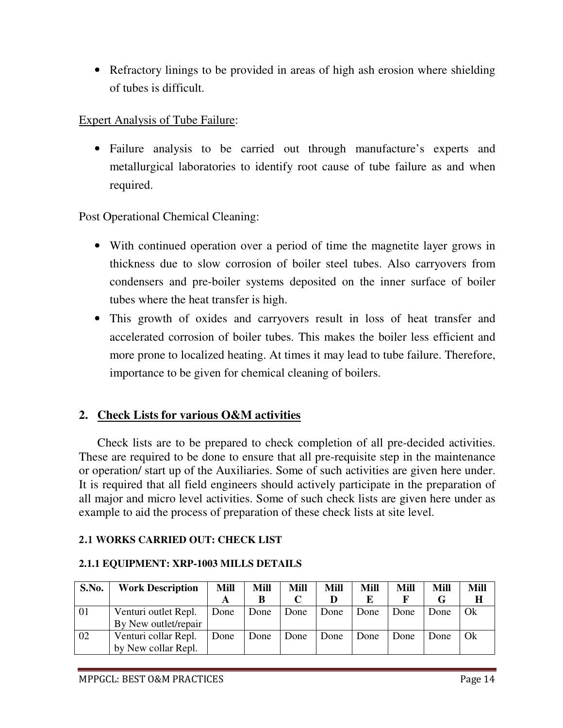- Refractory linings to be provided in areas of high ash erosion where shielding of tubes is difficult.

Expert Analysis of Tube Failure:

- Failure analysis to be carried out through manufacture's experts and metallurgical laboratories to identify root cause of tube failure as and when required.

Post Operational Chemical Cleaning:

- With continued operation over a period of time the magnetite layer grows in thickness due to slow corrosion of boiler steel tubes. Also carryovers from condensers and pre-boiler systems deposited on the inner surface of boiler tubes where the heat transfer is high.
- This growth of oxides and carryovers result in loss of heat transfer and accelerated corrosion of boiler tubes. This makes the boiler less efficient and more prone to localized heating. At times it may lead to tube failure. Therefore, importance to be given for chemical cleaning of boilers.

## 2. Check Lists for various O&M activities

Check lists are to be prepared to check completion of all pre-decided activities. These are required to be done to ensure that all pre-requisite step in the maintenance or operation/ start up of the Auxiliaries. Some of such activities are given here under. It is required that all field engineers should actively participate in the preparation of all major and micro level activities. Some of such check lists are given here under as example to aid the process of preparation of these check lists at site level.

### 2.1 WORKS CARRIED OUT: CHECK LIST

#### 2.1.1 EQUIPMENT: XRP-1003 MILLS DETAILS

| S.No. | Work Description | Mill A | Mill B | Mill C | Mill D | Mill E | Mill F | Mill G | Mill H |
|---|---|---|---|---|---|---|---|---|---|
| 01 | Venturi outlet Repl. By New outlet/repair | Done | Done | Done | Done | Done | Done | Done | Ok |
| 02 | Venturi collar Repl. by New collar Repl. | Done | Done | Done | Done | Done | Done | Done | Ok |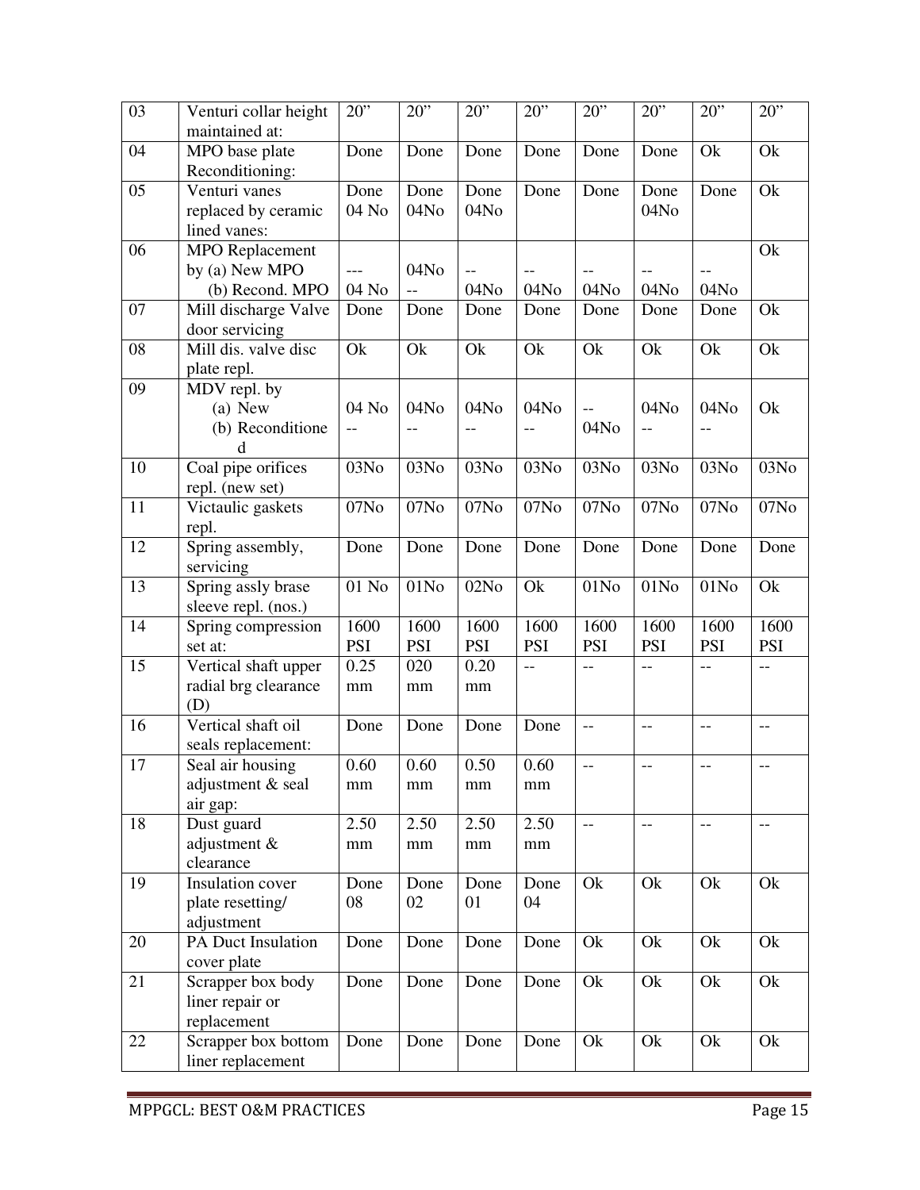| 03 | Venturi collar height maintained at: | 20” | 20” | 20” | 20” | 20” | 20” | 20” | 20” |
|---|---|---|---|---|---|---|---|---|---|
| 04 | MPO base plate Reconditioning: | Done | Done | Done | Done | Done | Done | Ok | Ok |
| 05 | Venturi vanes replaced by ceramic lined vanes: | Done 04 No | Done 04No | Done 04No | Done | Done | Done 04No | Done | Ok |
| 06 | MPO Replacement by (a) New MPO (b) Recond. MPO | --- 04 No | 04No -- | -- 04No | -- 04No | -- 04No | -- 04No | -- 04No | Ok |
| 07 | Mill discharge Valve door servicing | Done | Done | Done | Done | Done | Done | Done | Ok |
| 08 | Mill dis. valve disc plate repl. | Ok | Ok | Ok | Ok | Ok | Ok | Ok | Ok |
| 09 | MDV repl. by (a) New (b) Reconditioned | 04 No -- | 04No -- | 04No -- | 04No -- | -- 04No | 04No -- | 04No -- | Ok |
| 10 | Coal pipe orifices repl. (new set) | 03No | 03No | 03No | 03No | 03No | 03No | 03No | 03No |
| 11 | Victaulic gaskets repl. | 07No | 07No | 07No | 07No | 07No | 07No | 07No | 07No |
| 12 | Spring assembly, servicing | Done | Done | Done | Done | Done | Done | Done | Done |
| 13 | Spring assly brase sleeve repl. (nos.) | 01 No | 01No | 02No | Ok | 01No | 01No | 01No | Ok |
| 14 | Spring compression set at: | 1600 PSI | 1600 PSI | 1600 PSI | 1600 PSI | 1600 PSI | 1600 PSI | 1600 PSI | 1600 PSI |
| 15 | Vertical shaft upper radial brg clearance (D) | 0.25 mm | 020 mm | 0.20 mm | -- | -- | -- | -- | -- |
| 16 | Vertical shaft oil seals replacement: | Done | Done | Done | Done | -- | -- | -- | -- |
| 17 | Seal air housing adjustment & seal air gap: | 0.60 mm | 0.60 mm | 0.50 mm | 0.60 mm | -- | -- | -- | -- |
| 18 | Dust guard adjustment & clearance | 2.50 mm | 2.50 mm | 2.50 mm | 2.50 mm | -- | -- | -- | -- |
| 19 | Insulation cover plate resetting/ adjustment | Done 08 | Done 02 | Done 01 | Done 04 | Ok | Ok | Ok | Ok |
| 20 | PA Duct Insulation cover plate | Done | Done | Done | Done | Ok | Ok | Ok | Ok |
| 21 | Scrapper box body liner repair or replacement | Done | Done | Done | Done | Ok | Ok | Ok | Ok |
| 22 | Scrapper box bottom liner replacement | Done | Done | Done | Done | Ok | Ok | Ok | Ok |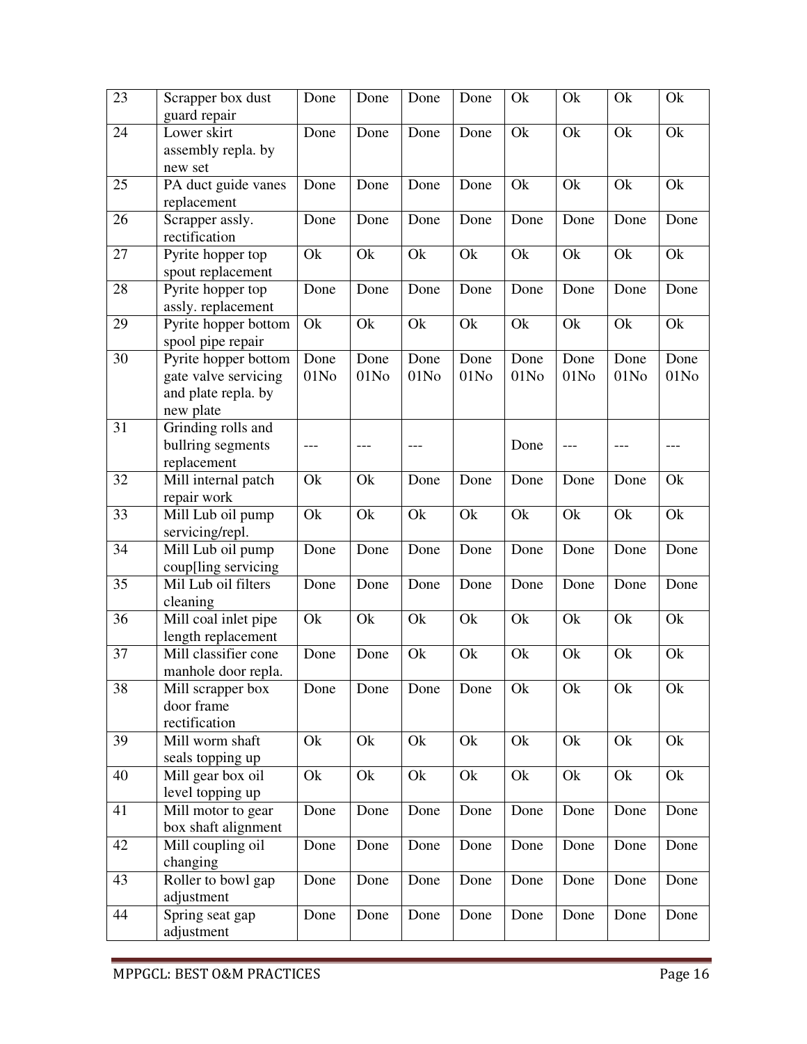| | | | | | | | | | |
|---|---|---|---|---|---|---|---|---|---|
| 23 | Scrapper box dust guard repair | Done | Done | Done | Done | Ok | Ok | Ok | Ok |
| 24 | Lower skirt assembly repla. by new set | Done | Done | Done | Done | Ok | Ok | Ok | Ok |
| 25 | PA duct guide vanes replacement | Done | Done | Done | Done | Ok | Ok | Ok | Ok |
| 26 | Scrapper assly. rectification | Done | Done | Done | Done | Done | Done | Done | Done |
| 27 | Pyrite hopper top spout replacement | Ok | Ok | Ok | Ok | Ok | Ok | Ok | Ok |
| 28 | Pyrite hopper top assly. replacement | Done | Done | Done | Done | Done | Done | Done | Done |
| 29 | Pyrite hopper bottom spool pipe repair | Ok | Ok | Ok | Ok | Ok | Ok | Ok | Ok |
| 30 | Pyrite hopper bottom gate valve servicing and plate repla. by new plate | Done 01No | Done 01No | Done 01No | Done 01No | Done 01No | Done 01No | Done 01No | Done 01No |
| 31 | Grinding rolls and bullring segments replacement | --- | --- | --- | | Done | --- | --- | --- |
| 32 | Mill internal patch repair work | Ok | Ok | Done | Done | Done | Done | Done | Ok |
| 33 | Mill Lub oil pump servicing/repl. | Ok | Ok | Ok | Ok | Ok | Ok | Ok | Ok |
| 34 | Mill Lub oil pump coup[ling servicing | Done | Done | Done | Done | Done | Done | Done | Done |
| 35 | Mil Lub oil filters cleaning | Done | Done | Done | Done | Done | Done | Done | Done |
| 36 | Mill coal inlet pipe length replacement | Ok | Ok | Ok | Ok | Ok | Ok | Ok | Ok |
| 37 | Mill classifier cone manhole door repla. | Done | Done | Ok | Ok | Ok | Ok | Ok | Ok |
| 38 | Mill scrapper box door frame rectification | Done | Done | Done | Done | Ok | Ok | Ok | Ok |
| 39 | Mill worm shaft seals topping up | Ok | Ok | Ok | Ok | Ok | Ok | Ok | Ok |
| 40 | Mill gear box oil level topping up | Ok | Ok | Ok | Ok | Ok | Ok | Ok | Ok |
| 41 | Mill motor to gear box shaft alignment | Done | Done | Done | Done | Done | Done | Done | Done |
| 42 | Mill coupling oil changing | Done | Done | Done | Done | Done | Done | Done | Done |
| 43 | Roller to bowl gap adjustment | Done | Done | Done | Done | Done | Done | Done | Done |
| 44 | Spring seat gap adjustment | Done | Done | Done | Done | Done | Done | Done | Done |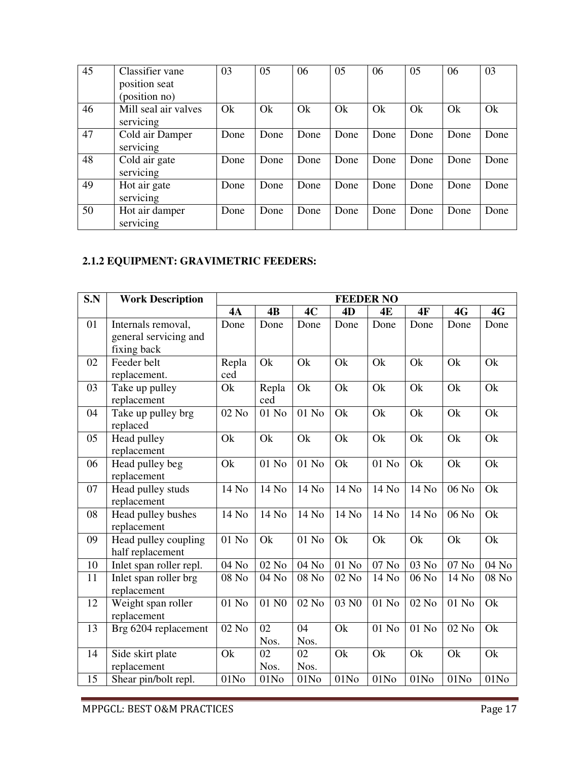| 45 | Classifier vane position seat (position no) | 03 | 05 | 06 | 05 | 06 | 05 | 06 | 03 |
|---|---|---|---|---|---|---|---|---|---|
| 46 | Mill seal air valves servicing | Ok | Ok | Ok | Ok | Ok | Ok | Ok | Ok |
| 47 | Cold air Damper servicing | Done | Done | Done | Done | Done | Done | Done | Done |
| 48 | Cold air gate servicing | Done | Done | Done | Done | Done | Done | Done | Done |
| 49 | Hot air gate servicing | Done | Done | Done | Done | Done | Done | Done | Done |
| 50 | Hot air damper servicing | Done | Done | Done | Done | Done | Done | Done | Done |

### 2.1.2 EQUIPMENT: GRAVIMETRIC FEEDERS:

| S.N | Work Description | FEEDER NO | | | | | | | |
|---|---|---|---|---|---|---|---|---|---|
| | | 4A | 4B | 4C | 4D | 4E | 4F | 4G | 4G |
| 01 | Internals removal, general servicing and fixing back | Done | Done | Done | Done | Done | Done | Done | Done |
| 02 | Feeder belt replacement. | Replaced | Ok | Ok | Ok | Ok | Ok | Ok | Ok |
| 03 | Take up pulley replacement | Ok | Replaced | Ok | Ok | Ok | Ok | Ok | Ok |
| 04 | Take up pulley brg replaced | 02 No | 01 No | 01 No | Ok | Ok | Ok | Ok | Ok |
| 05 | Head pulley replacement | Ok | Ok | Ok | Ok | Ok | Ok | Ok | Ok |
| 06 | Head pulley beg replacement | Ok | 01 No | 01 No | Ok | 01 No | Ok | Ok | Ok |
| 07 | Head pulley studs replacement | 14 No | 14 No | 14 No | 14 No | 14 No | 14 No | 06 No | Ok |
| 08 | Head pulley bushes replacement | 14 No | 14 No | 14 No | 14 No | 14 No | 14 No | 06 No | Ok |
| 09 | Head pulley coupling half replacement | 01 No | Ok | 01 No | Ok | Ok | Ok | Ok | Ok |
| 10 | Inlet span roller repl. | 04 No | 02 No | 04 No | 01 No | 07 No | 03 No | 07 No | 04 No |
| 11 | Inlet span roller brg replacement | 08 No | 04 No | 08 No | 02 No | 14 No | 06 No | 14 No | 08 No |
| 12 | Weight span roller replacement | 01 No | 01 N0 | 02 No | 03 N0 | 01 No | 02 No | 01 No | Ok |
| 13 | Brg 6204 replacement | 02 No | 02 Nos. | 04 Nos. | Ok | 01 No | 01 No | 02 No | Ok |
| 14 | Side skirt plate replacement | Ok | 02 Nos. | 02 Nos. | Ok | Ok | Ok | Ok | Ok |
| 15 | Shear pin/bolt repl. | 01No | 01No | 01No | 01No | 01No | 01No | 01No | 01No |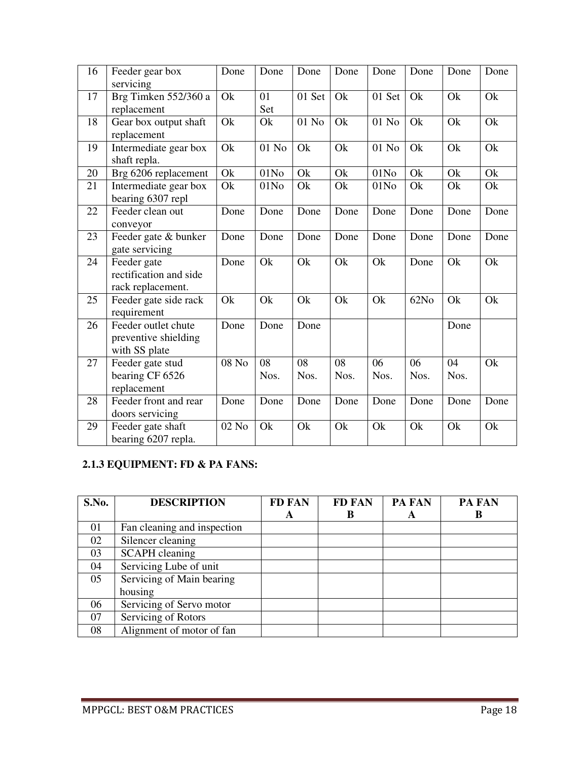| 16 | Feeder gear box servicing | Done | Done | Done | Done | Done | Done | Done | Done |
|---|---|---|---|---|---|---|---|---|---|
| 17 | Brg Timken 552/360 a replacement | Ok | 01 Set | 01 Set | Ok | 01 Set | Ok | Ok | Ok |
| 18 | Gear box output shaft replacement | Ok | Ok | 01 No | Ok | 01 No | Ok | Ok | Ok |
| 19 | Intermediate gear box shaft repla. | Ok | 01 No | Ok | Ok | 01 No | Ok | Ok | Ok |
| 20 | Brg 6206 replacement | Ok | 01No | Ok | Ok | 01No | Ok | Ok | Ok |
| 21 | Intermediate gear box bearing 6307 repl | Ok | 01No | Ok | Ok | 01No | Ok | Ok | Ok |
| 22 | Feeder clean out conveyor | Done | Done | Done | Done | Done | Done | Done | Done |
| 23 | Feeder gate & bunker gate servicing | Done | Done | Done | Done | Done | Done | Done | Done |
| 24 | Feeder gate rectification and side rack replacement. | Done | Ok | Ok | Ok | Ok | Done | Ok | Ok |
| 25 | Feeder gate side rack requirement | Ok | Ok | Ok | Ok | Ok | 62No | Ok | Ok |
| 26 | Feeder outlet chute preventive shielding with SS plate | Done | Done | Done | | | | Done | |
| 27 | Feeder gate stud bearing CF 6526 replacement | 08 No | 08 Nos. | 08 Nos. | 08 Nos. | 06 Nos. | 06 Nos. | 04 Nos. | Ok |
| 28 | Feeder front and rear doors servicing | Done | Done | Done | Done | Done | Done | Done | Done |
| 29 | Feeder gate shaft bearing 6207 repla. | 02 No | Ok | Ok | Ok | Ok | Ok | Ok | Ok |

### 2.1.3 EQUIPMENT: FD & PA FANS:

| S.No. | DESCRIPTION | FD FAN A | FD FAN B | PA FAN A | PA FAN B |
|---|---|---|---|---|---|
| 01 | Fan cleaning and inspection | | | | |
| 02 | Silencer cleaning | | | | |
| 03 | SCAPH cleaning | | | | |
| 04 | Servicing Lube of unit | | | | |
| 05 | Servicing of Main bearing housing | | | | |
| 06 | Servicing of Servo motor | | | | |
| 07 | Servicing of Rotors | | | | |
| 08 | Alignment of motor of fan | | | | |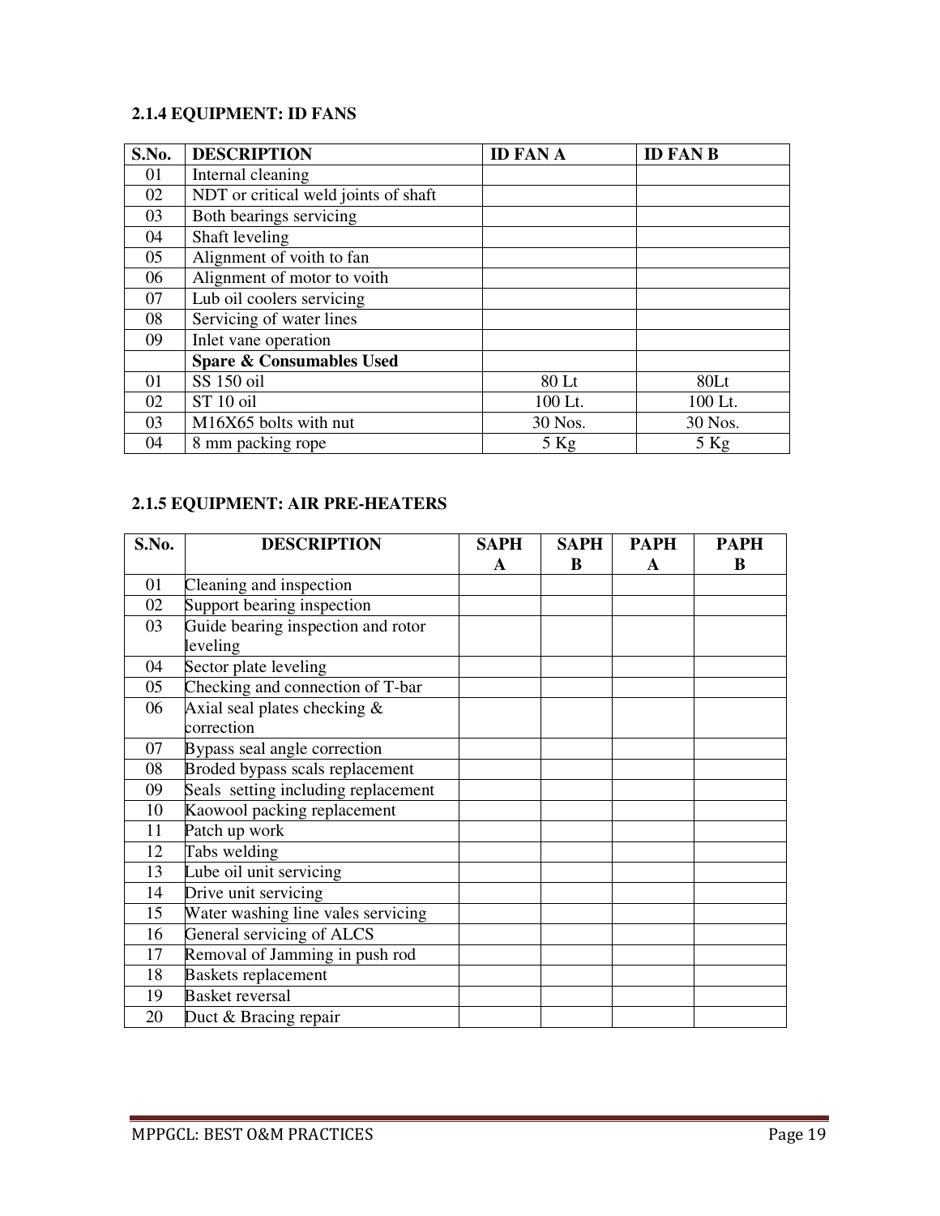### 2.1.4 EQUIPMENT: ID FANS

| S.No. | DESCRIPTION | ID FAN A | ID FAN B |
|---|---|---|---|
| 01 | Internal cleaning | | |
| 02 | NDT or critical weld joints of shaft | | |
| 03 | Both bearings servicing | | |
| 04 | Shaft leveling | | |
| 05 | Alignment of voith to fan | | |
| 06 | Alignment of motor to voith | | |
| 07 | Lub oil coolers servicing | | |
| 08 | Servicing of water lines | | |
| 09 | Inlet vane operation | | |
| | **Spare & Consumables Used** | | |
| 01 | SS 150 oil | 80 Lt | 80Lt |
| 02 | ST 10 oil | 100 Lt. | 100 Lt. |
| 03 | M16X65 bolts with nut | 30 Nos. | 30 Nos. |
| 04 | 8 mm packing rope | 5 Kg | 5 Kg |

### 2.1.5 EQUIPMENT: AIR PRE-HEATERS

| S.No. | DESCRIPTION | SAPH A | SAPH B | PAPH A | PAPH B |
|---|---|---|---|---|---|
| 01 | Cleaning and inspection | | | | |
| 02 | Support bearing inspection | | | | |
| 03 | Guide bearing inspection and rotor leveling | | | | |
| 04 | Sector plate leveling | | | | |
| 05 | Checking and connection of T-bar | | | | |
| 06 | Axial seal plates checking & correction | | | | |
| 07 | Bypass seal angle correction | | | | |
| 08 | Broded bypass scals replacement | | | | |
| 09 | Seals setting including replacement | | | | |
| 10 | Kaowool packing replacement | | | | |
| 11 | Patch up work | | | | |
| 12 | Tabs welding | | | | |
| 13 | Lube oil unit servicing | | | | |
| 14 | Drive unit servicing | | | | |
| 15 | Water washing line vales servicing | | | | |
| 16 | General servicing of ALCS | | | | |
| 17 | Removal of Jamming in push rod | | | | |
| 18 | Baskets replacement | | | | |
| 19 | Basket reversal | | | | |
| 20 | Duct & Bracing repair | | | | |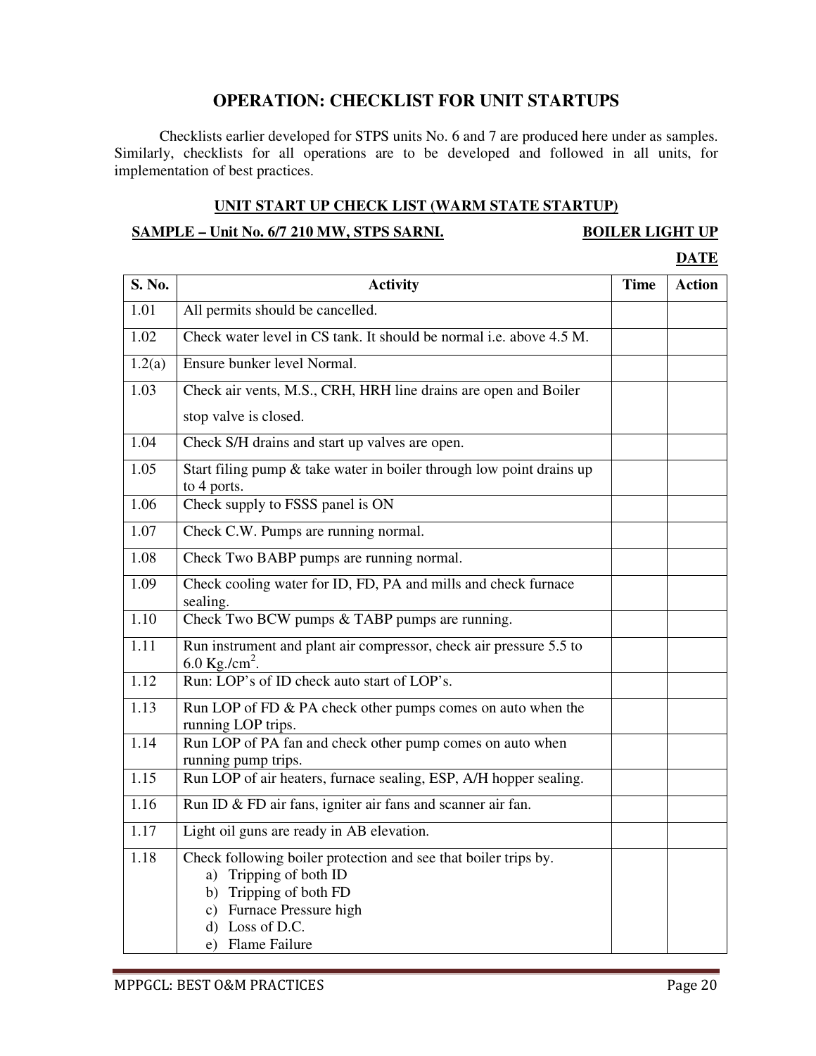## OPERATION: CHECKLIST FOR UNIT STARTUPS

Checklists earlier developed for STPS units No. 6 and 7 are produced here under as samples. Similarly, checklists for all operations are to be developed and followed in all units, for implementation of best practices.

### UNIT START UP CHECK LIST (WARM STATE STARTUP)

**SAMPLE – Unit No. 6/7 210 MW, STPS SARNI.** **BOILER LIGHT UP**

**DATE**

| S. No. | Activity | Time | Action |
|---|---|---|---|
| 1.01 | All permits should be cancelled. | | |
| 1.02 | Check water level in CS tank. It should be normal i.e. above 4.5 M. | | |
| 1.2(a) | Ensure bunker level Normal. | | |
| 1.03 | Check air vents, M.S., CRH, HRH line drains are open and Boiler stop valve is closed. | | |
| 1.04 | Check S/H drains and start up valves are open. | | |
| 1.05 | Start filing pump & take water in boiler through low point drains up to 4 ports. | | |
| 1.06 | Check supply to FSSS panel is ON | | |
| 1.07 | Check C.W. Pumps are running normal. | | |
| 1.08 | Check Two BABP pumps are running normal. | | |
| 1.09 | Check cooling water for ID, FD, PA and mills and check furnace sealing. | | |
| 1.10 | Check Two BCW pumps & TABP pumps are running. | | |
| 1.11 | Run instrument and plant air compressor, check air pressure 5.5 to 6.0 Kg./cm$^2$. | | |
| 1.12 | Run: LOP's of ID check auto start of LOP's. | | |
| 1.13 | Run LOP of FD & PA check other pumps comes on auto when the running LOP trips. | | |
| 1.14 | Run LOP of PA fan and check other pump comes on auto when running pump trips. | | |
| 1.15 | Run LOP of air heaters, furnace sealing, ESP, A/H hopper sealing. | | |
| 1.16 | Run ID & FD air fans, igniter air fans and scanner air fan. | | |
| 1.17 | Light oil guns are ready in AB elevation. | | |
| 1.18 | Check following boiler protection and see that boiler trips by.<br>a) Tripping of both ID<br>b) Tripping of both FD<br>c) Furnace Pressure high<br>d) Loss of D.C.<br>e) Flame Failure | | |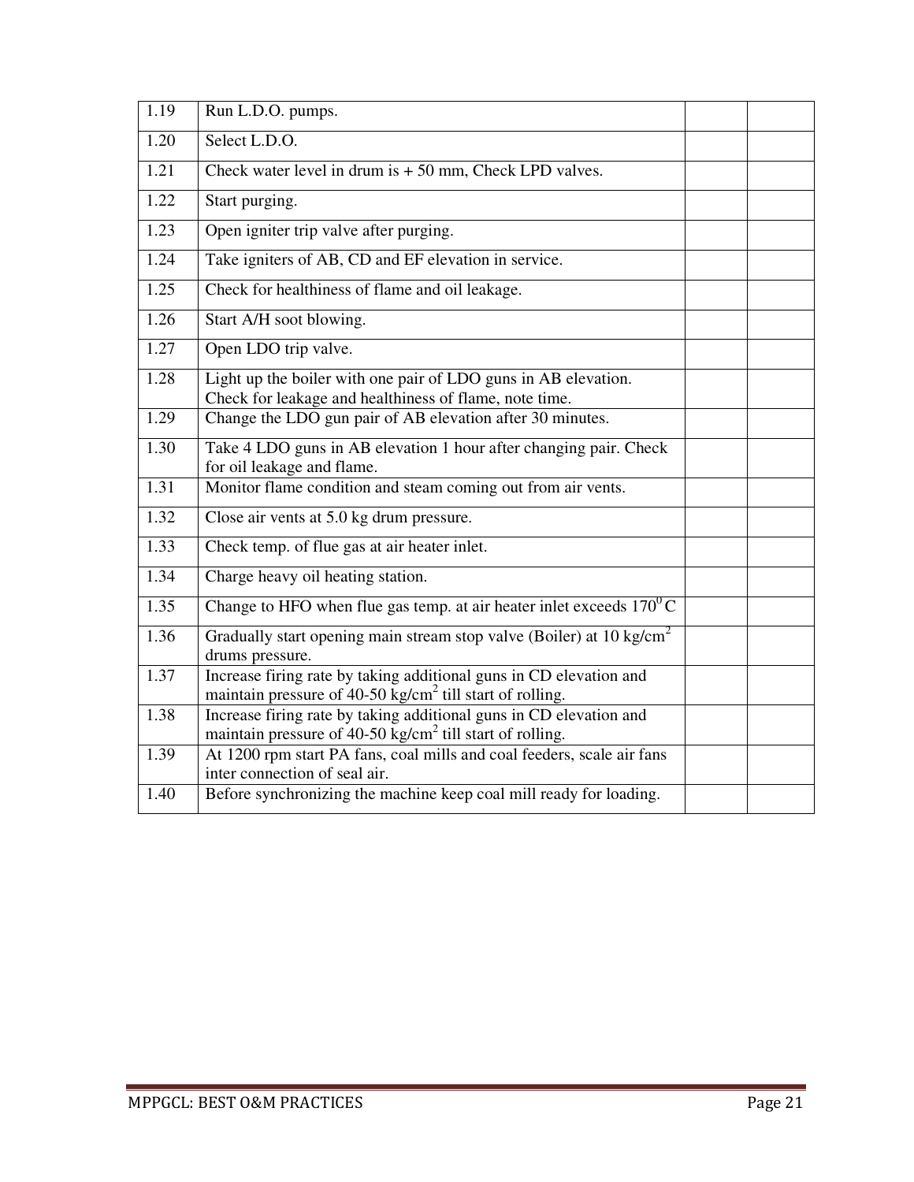| 1.19 | Run L.D.O. pumps. | | |
|---|---|---|---|
| 1.20 | Select L.D.O. | | |
| 1.21 | Check water level in drum is + 50 mm, Check LPD valves. | | |
| 1.22 | Start purging. | | |
| 1.23 | Open igniter trip valve after purging. | | |
| 1.24 | Take igniters of AB, CD and EF elevation in service. | | |
| 1.25 | Check for healthiness of flame and oil leakage. | | |
| 1.26 | Start A/H soot blowing. | | |
| 1.27 | Open LDO trip valve. | | |
| 1.28 | Light up the boiler with one pair of LDO guns in AB elevation. Check for leakage and healthiness of flame, note time. | | |
| 1.29 | Change the LDO gun pair of AB elevation after 30 minutes. | | |
| 1.30 | Take 4 LDO guns in AB elevation 1 hour after changing pair. Check for oil leakage and flame. | | |
| 1.31 | Monitor flame condition and steam coming out from air vents. | | |
| 1.32 | Close air vents at 5.0 kg drum pressure. | | |
| 1.33 | Check temp. of flue gas at air heater inlet. | | |
| 1.34 | Charge heavy oil heating station. | | |
| 1.35 | Change to HFO when flue gas temp. at air heater inlet exceeds $170^0$C | | |
| 1.36 | Gradually start opening main stream stop valve (Boiler) at 10 kg/$cm^2$ drums pressure. | | |
| 1.37 | Increase firing rate by taking additional guns in CD elevation and maintain pressure of 40-50 kg/$cm^2$ till start of rolling. | | |
| 1.38 | Increase firing rate by taking additional guns in CD elevation and maintain pressure of 40-50 kg/$cm^2$ till start of rolling. | | |
| 1.39 | At 1200 rpm start PA fans, coal mills and coal feeders, scale air fans inter connection of seal air. | | |
| 1.40 | Before synchronizing the machine keep coal mill ready for loading. | | |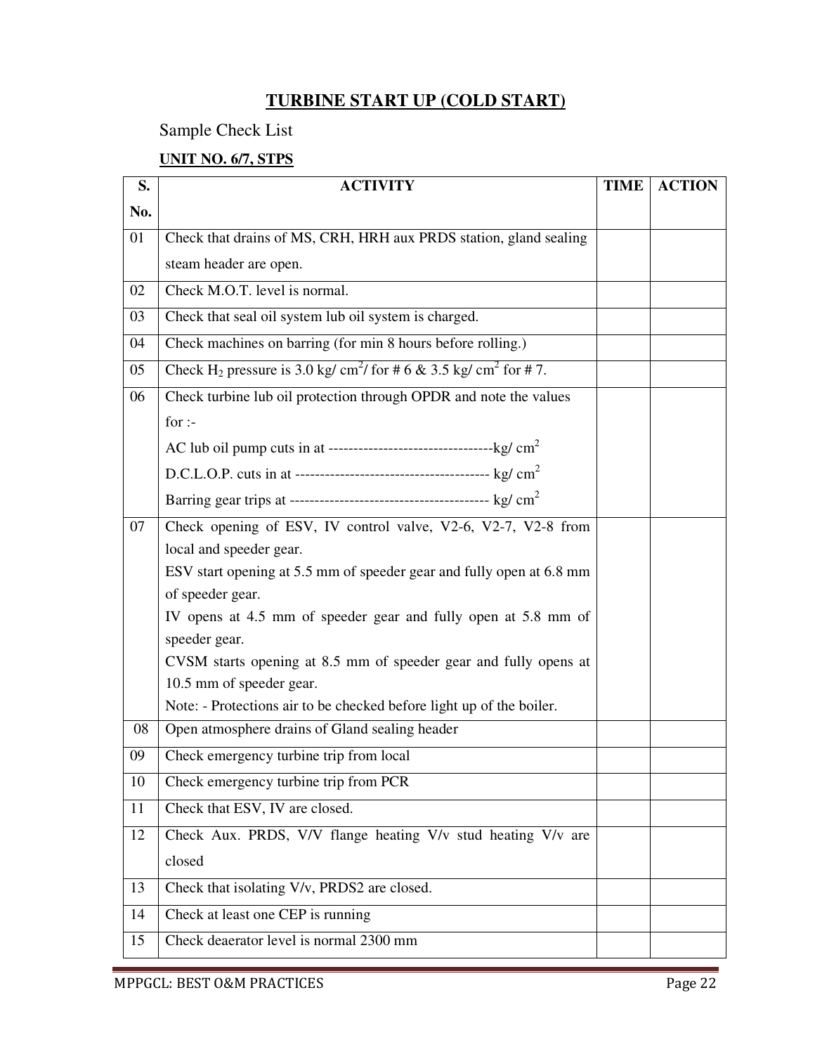# TURBINE START UP (COLD START)

Sample Check List

**UNIT NO. 6/7, STPS**

| S. No. | ACTIVITY | TIME | ACTION |
|---|---|---|---|
| 01 | Check that drains of MS, CRH, HRH aux PRDS station, gland sealing steam header are open. | | |
| 02 | Check M.O.T. level is normal. | | |
| 03 | Check that seal oil system lub oil system is charged. | | |
| 04 | Check machines on barring (for min 8 hours before rolling.) | | |
| 05 | Check $H_2$ pressure is 3.0 kg/ $cm^2$/ for # 6 & 3.5 kg/ $cm^2$ for # 7. | | |
| 06 | Check turbine lub oil protection through OPDR and note the values for :-<br>AC lub oil pump cuts in at ---------------------------------kg/ $cm^2$<br>D.C.L.O.P. cuts in at --------------------------------------- kg/ $cm^2$<br>Barring gear trips at ---------------------------------------- kg/ $cm^2$ | | |
| 07 | Check opening of ESV, IV control valve, V2-6, V2-7, V2-8 from local and speeder gear.<br>ESV start opening at 5.5 mm of speeder gear and fully open at 6.8 mm of speeder gear.<br>IV opens at 4.5 mm of speeder gear and fully open at 5.8 mm of speeder gear.<br>CVSM starts opening at 8.5 mm of speeder gear and fully opens at 10.5 mm of speeder gear.<br>Note: - Protections air to be checked before light up of the boiler. | | |
| 08 | Open atmosphere drains of Gland sealing header | | |
| 09 | Check emergency turbine trip from local | | |
| 10 | Check emergency turbine trip from PCR | | |
| 11 | Check that ESV, IV are closed. | | |
| 12 | Check Aux. PRDS, V/V flange heating V/v stud heating V/v are closed | | |
| 13 | Check that isolating V/v, PRDS2 are closed. | | |
| 14 | Check at least one CEP is running | | |
| 15 | Check deaerator level is normal 2300 mm | | |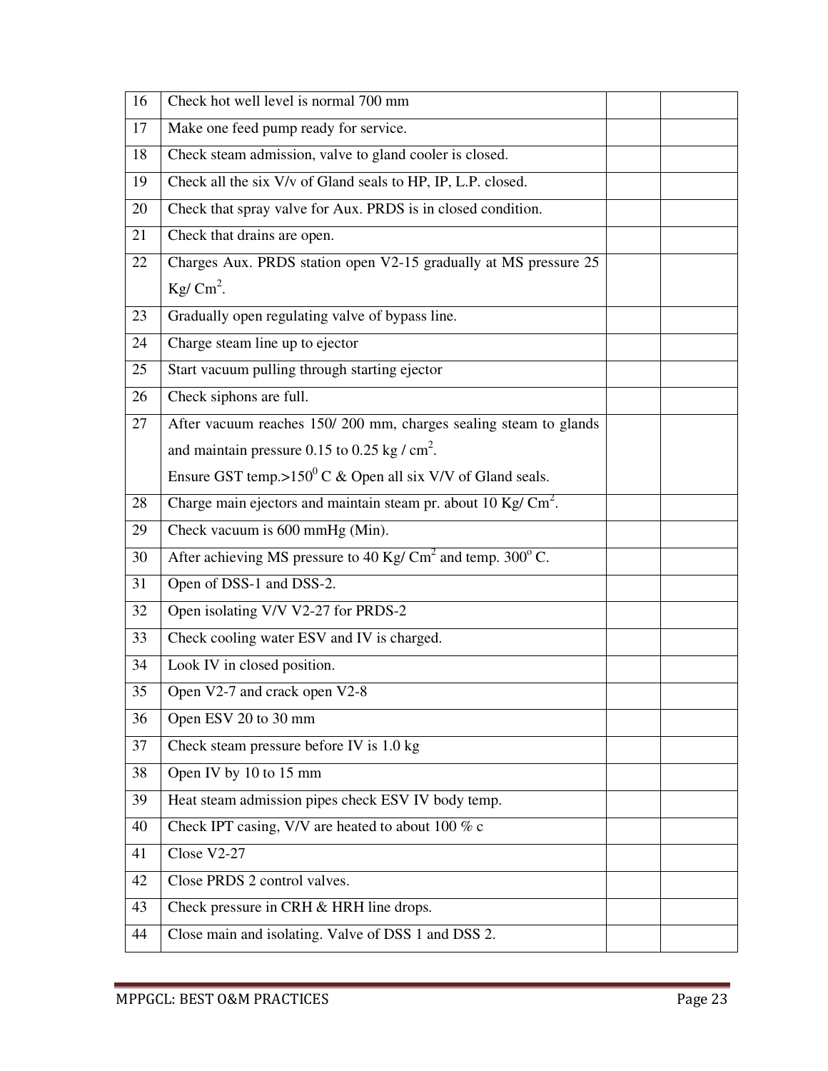| 16 | Check hot well level is normal 700 mm | | |
|---|---|---|---|
| 17 | Make one feed pump ready for service. | | |
| 18 | Check steam admission, valve to gland cooler is closed. | | |
| 19 | Check all the six V/v of Gland seals to HP, IP, L.P. closed. | | |
| 20 | Check that spray valve for Aux. PRDS is in closed condition. | | |
| 21 | Check that drains are open. | | |
| 22 | Charges Aux. PRDS station open V2-15 gradually at MS pressure 25 Kg/ $Cm^2$. | | |
| 23 | Gradually open regulating valve of bypass line. | | |
| 24 | Charge steam line up to ejector | | |
| 25 | Start vacuum pulling through starting ejector | | |
| 26 | Check siphons are full. | | |
| 27 | After vacuum reaches 150/ 200 mm, charges sealing steam to glands and maintain pressure 0.15 to 0.25 kg / $cm^2$. Ensure GST temp.>$150^0$ C & Open all six V/V of Gland seals. | | |
| 28 | Charge main ejectors and maintain steam pr. about 10 Kg/ $Cm^2$. | | |
| 29 | Check vacuum is 600 mmHg (Min). | | |
| 30 | After achieving MS pressure to 40 Kg/ $Cm^2$ and temp. $300^o$ C. | | |
| 31 | Open of DSS-1 and DSS-2. | | |
| 32 | Open isolating V/V V2-27 for PRDS-2 | | |
| 33 | Check cooling water ESV and IV is charged. | | |
| 34 | Look IV in closed position. | | |
| 35 | Open V2-7 and crack open V2-8 | | |
| 36 | Open ESV 20 to 30 mm | | |
| 37 | Check steam pressure before IV is 1.0 kg | | |
| 38 | Open IV by 10 to 15 mm | | |
| 39 | Heat steam admission pipes check ESV IV body temp. | | |
| 40 | Check IPT casing, V/V are heated to about 100 % c | | |
| 41 | Close V2-27 | | |
| 42 | Close PRDS 2 control valves. | | |
| 43 | Check pressure in CRH & HRH line drops. | | |
| 44 | Close main and isolating. Valve of DSS 1 and DSS 2. | | |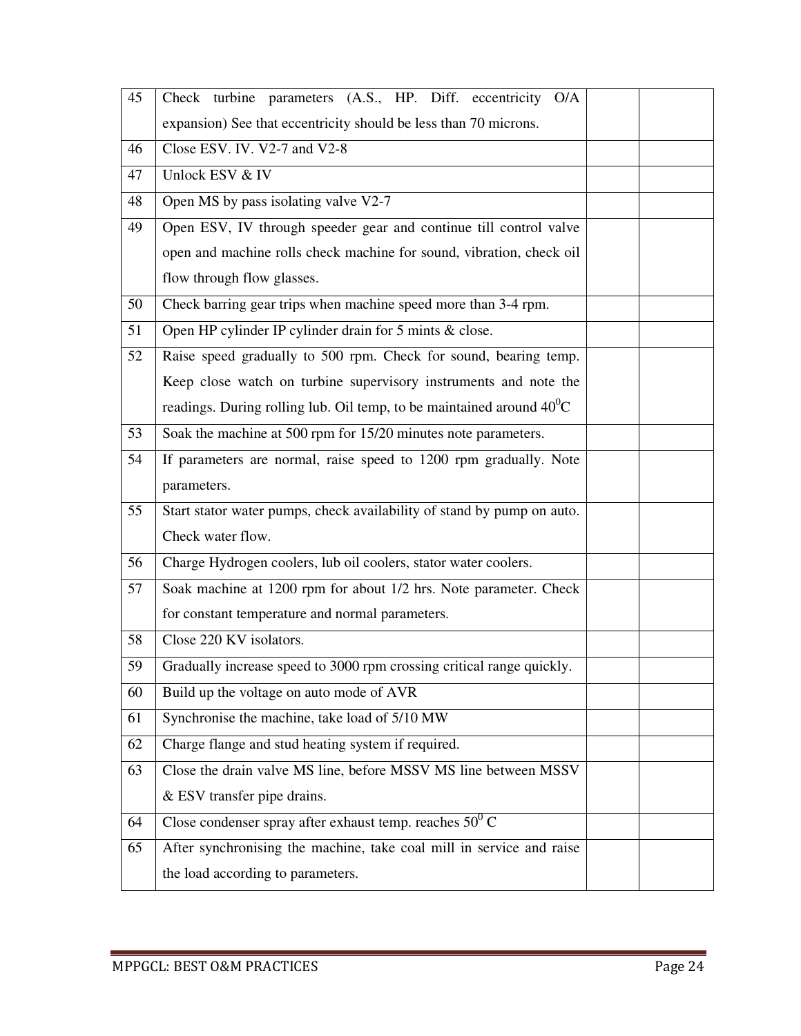| | | | |
|---|---|---|---|
| 45 | Check turbine parameters (A.S., HP. Diff. eccentricity O/A expansion) See that eccentricity should be less than 70 microns. | | |
| 46 | Close ESV. IV. V2-7 and V2-8 | | |
| 47 | Unlock ESV & IV | | |
| 48 | Open MS by pass isolating valve V2-7 | | |
| 49 | Open ESV, IV through speeder gear and continue till control valve open and machine rolls check machine for sound, vibration, check oil flow through flow glasses. | | |
| 50 | Check barring gear trips when machine speed more than 3-4 rpm. | | |
| 51 | Open HP cylinder IP cylinder drain for 5 mints & close. | | |
| 52 | Raise speed gradually to 500 rpm. Check for sound, bearing temp. Keep close watch on turbine supervisory instruments and note the readings. During rolling lub. Oil temp, to be maintained around $40^0$C | | |
| 53 | Soak the machine at 500 rpm for 15/20 minutes note parameters. | | |
| 54 | If parameters are normal, raise speed to 1200 rpm gradually. Note parameters. | | |
| 55 | Start stator water pumps, check availability of stand by pump on auto. Check water flow. | | |
| 56 | Charge Hydrogen coolers, lub oil coolers, stator water coolers. | | |
| 57 | Soak machine at 1200 rpm for about 1/2 hrs. Note parameter. Check for constant temperature and normal parameters. | | |
| 58 | Close 220 KV isolators. | | |
| 59 | Gradually increase speed to 3000 rpm crossing critical range quickly. | | |
| 60 | Build up the voltage on auto mode of AVR | | |
| 61 | Synchronise the machine, take load of 5/10 MW | | |
| 62 | Charge flange and stud heating system if required. | | |
| 63 | Close the drain valve MS line, before MSSV MS line between MSSV & ESV transfer pipe drains. | | |
| 64 | Close condenser spray after exhaust temp. reaches $50^0$ C | | |
| 65 | After synchronising the machine, take coal mill in service and raise the load according to parameters. | | |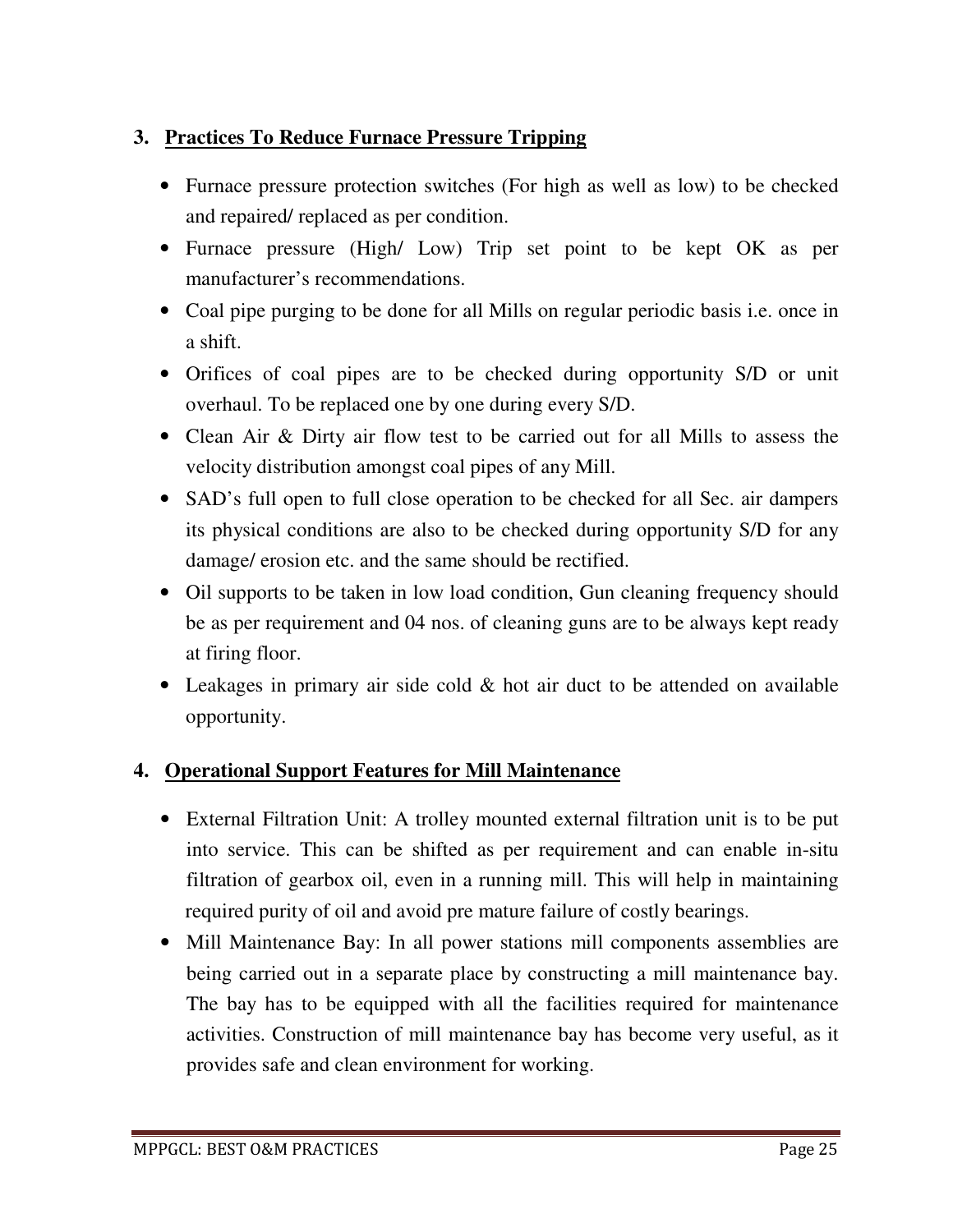## 3. Practices To Reduce Furnace Pressure Tripping

- Furnace pressure protection switches (For high as well as low) to be checked and repaired/ replaced as per condition.
- Furnace pressure (High/ Low) Trip set point to be kept OK as per manufacturer's recommendations.
- Coal pipe purging to be done for all Mills on regular periodic basis i.e. once in a shift.
- Orifices of coal pipes are to be checked during opportunity S/D or unit overhaul. To be replaced one by one during every S/D.
- Clean Air & Dirty air flow test to be carried out for all Mills to assess the velocity distribution amongst coal pipes of any Mill.
- SAD's full open to full close operation to be checked for all Sec. air dampers its physical conditions are also to be checked during opportunity S/D for any damage/ erosion etc. and the same should be rectified.
- Oil supports to be taken in low load condition, Gun cleaning frequency should be as per requirement and 04 nos. of cleaning guns are to be always kept ready at firing floor.
- Leakages in primary air side cold & hot air duct to be attended on available opportunity.

## 4. Operational Support Features for Mill Maintenance

- External Filtration Unit: A trolley mounted external filtration unit is to be put into service. This can be shifted as per requirement and can enable in-situ filtration of gearbox oil, even in a running mill. This will help in maintaining required purity of oil and avoid pre mature failure of costly bearings.
- Mill Maintenance Bay: In all power stations mill components assemblies are being carried out in a separate place by constructing a mill maintenance bay. The bay has to be equipped with all the facilities required for maintenance activities. Construction of mill maintenance bay has become very useful, as it provides safe and clean environment for working.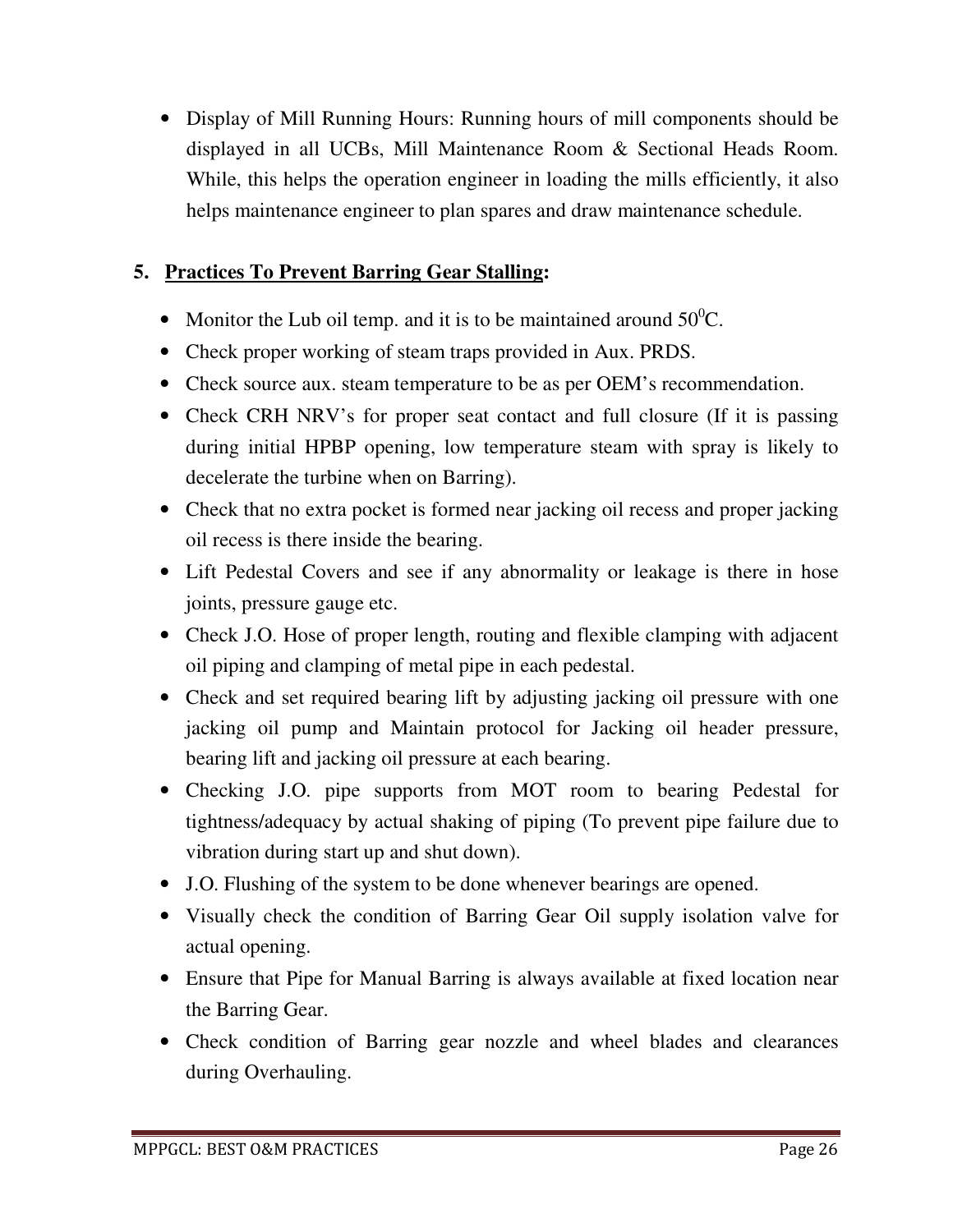- Display of Mill Running Hours: Running hours of mill components should be displayed in all UCBs, Mill Maintenance Room & Sectional Heads Room. While, this helps the operation engineer in loading the mills efficiently, it also helps maintenance engineer to plan spares and draw maintenance schedule.

## 5. **Practices To Prevent Barring Gear Stalling:**

- Monitor the Lub oil temp. and it is to be maintained around $50^0$C.
- Check proper working of steam traps provided in Aux. PRDS.
- Check source aux. steam temperature to be as per OEM's recommendation.
- Check CRH NRV's for proper seat contact and full closure (If it is passing during initial HPBP opening, low temperature steam with spray is likely to decelerate the turbine when on Barring).
- Check that no extra pocket is formed near jacking oil recess and proper jacking oil recess is there inside the bearing.
- Lift Pedestal Covers and see if any abnormality or leakage is there in hose joints, pressure gauge etc.
- Check J.O. Hose of proper length, routing and flexible clamping with adjacent oil piping and clamping of metal pipe in each pedestal.
- Check and set required bearing lift by adjusting jacking oil pressure with one jacking oil pump and Maintain protocol for Jacking oil header pressure, bearing lift and jacking oil pressure at each bearing.
- Checking J.O. pipe supports from MOT room to bearing Pedestal for tightness/adequacy by actual shaking of piping (To prevent pipe failure due to vibration during start up and shut down).
- J.O. Flushing of the system to be done whenever bearings are opened.
- Visually check the condition of Barring Gear Oil supply isolation valve for actual opening.
- Ensure that Pipe for Manual Barring is always available at fixed location near the Barring Gear.
- Check condition of Barring gear nozzle and wheel blades and clearances during Overhauling.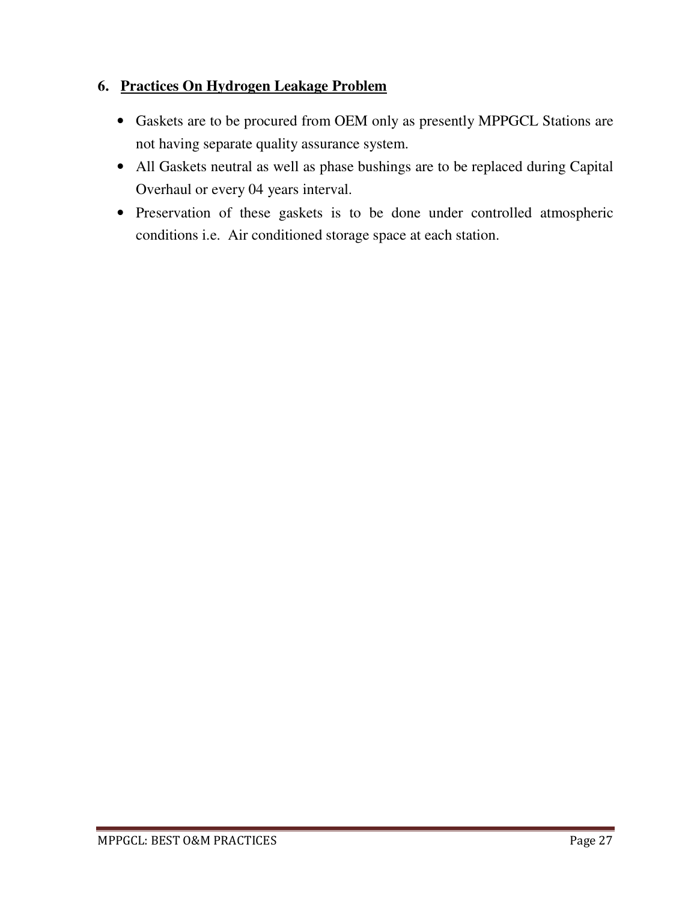## 6. Practices On Hydrogen Leakage Problem

- Gaskets are to be procured from OEM only as presently MPPGCL Stations are not having separate quality assurance system.
- All Gaskets neutral as well as phase bushings are to be replaced during Capital Overhaul or every 04 years interval.
- Preservation of these gaskets is to be done under controlled atmospheric conditions i.e. Air conditioned storage space at each station.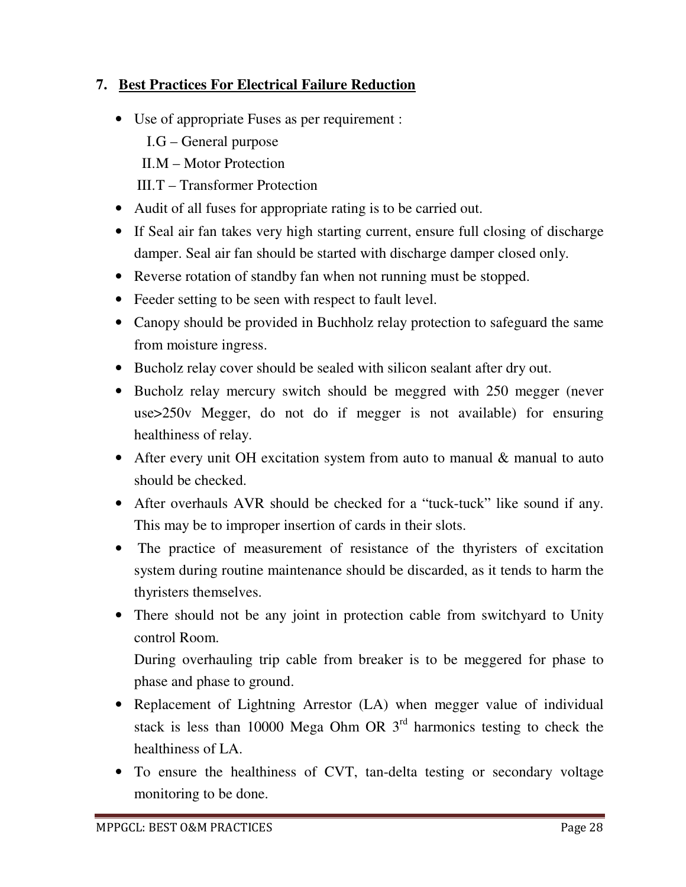## 7. Best Practices For Electrical Failure Reduction

- Use of appropriate Fuses as per requirement :
  - I.G – General purpose
  - II.M – Motor Protection
  - III.T – Transformer Protection
- Audit of all fuses for appropriate rating is to be carried out.
- If Seal air fan takes very high starting current, ensure full closing of discharge damper. Seal air fan should be started with discharge damper closed only.
- Reverse rotation of standby fan when not running must be stopped.
- Feeder setting to be seen with respect to fault level.
- Canopy should be provided in Buchholz relay protection to safeguard the same from moisture ingress.
- Bucholz relay cover should be sealed with silicon sealant after dry out.
- Bucholz relay mercury switch should be meggred with 250 megger (never use>250v Megger, do not do if megger is not available) for ensuring healthiness of relay.
- After every unit OH excitation system from auto to manual & manual to auto should be checked.
- After overhauls AVR should be checked for a "tuck-tuck" like sound if any. This may be to improper insertion of cards in their slots.
- The practice of measurement of resistance of the thyristers of excitation system during routine maintenance should be discarded, as it tends to harm the thyristers themselves.
- There should not be any joint in protection cable from switchyard to Unity control Room.

  During overhauling trip cable from breaker is to be meggered for phase to phase and phase to ground.
- Replacement of Lightning Arrestor (LA) when megger value of individual stack is less than 10000 Mega Ohm OR 3rd harmonics testing to check the healthiness of LA.
- To ensure the healthiness of CVT, tan-delta testing or secondary voltage monitoring to be done.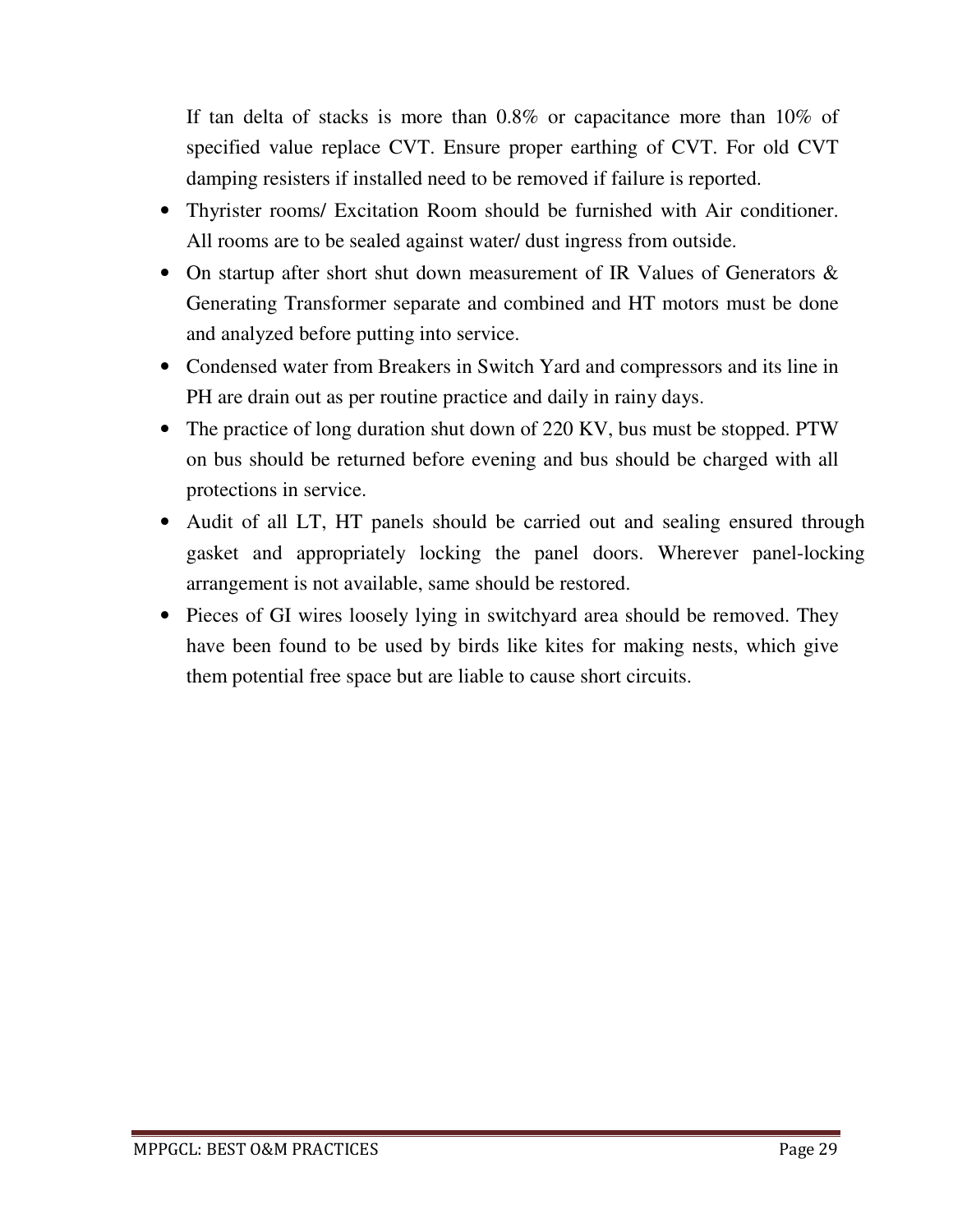If tan delta of stacks is more than 0.8% or capacitance more than 10% of specified value replace CVT. Ensure proper earthing of CVT. For old CVT damping resisters if installed need to be removed if failure is reported.

- Thyrister rooms/ Excitation Room should be furnished with Air conditioner. All rooms are to be sealed against water/ dust ingress from outside.
- On startup after short shut down measurement of IR Values of Generators & Generating Transformer separate and combined and HT motors must be done and analyzed before putting into service.
- Condensed water from Breakers in Switch Yard and compressors and its line in PH are drain out as per routine practice and daily in rainy days.
- The practice of long duration shut down of 220 KV, bus must be stopped. PTW on bus should be returned before evening and bus should be charged with all protections in service.
- Audit of all LT, HT panels should be carried out and sealing ensured through gasket and appropriately locking the panel doors. Wherever panel-locking arrangement is not available, same should be restored.
- Pieces of GI wires loosely lying in switchyard area should be removed. They have been found to be used by birds like kites for making nests, which give them potential free space but are liable to cause short circuits.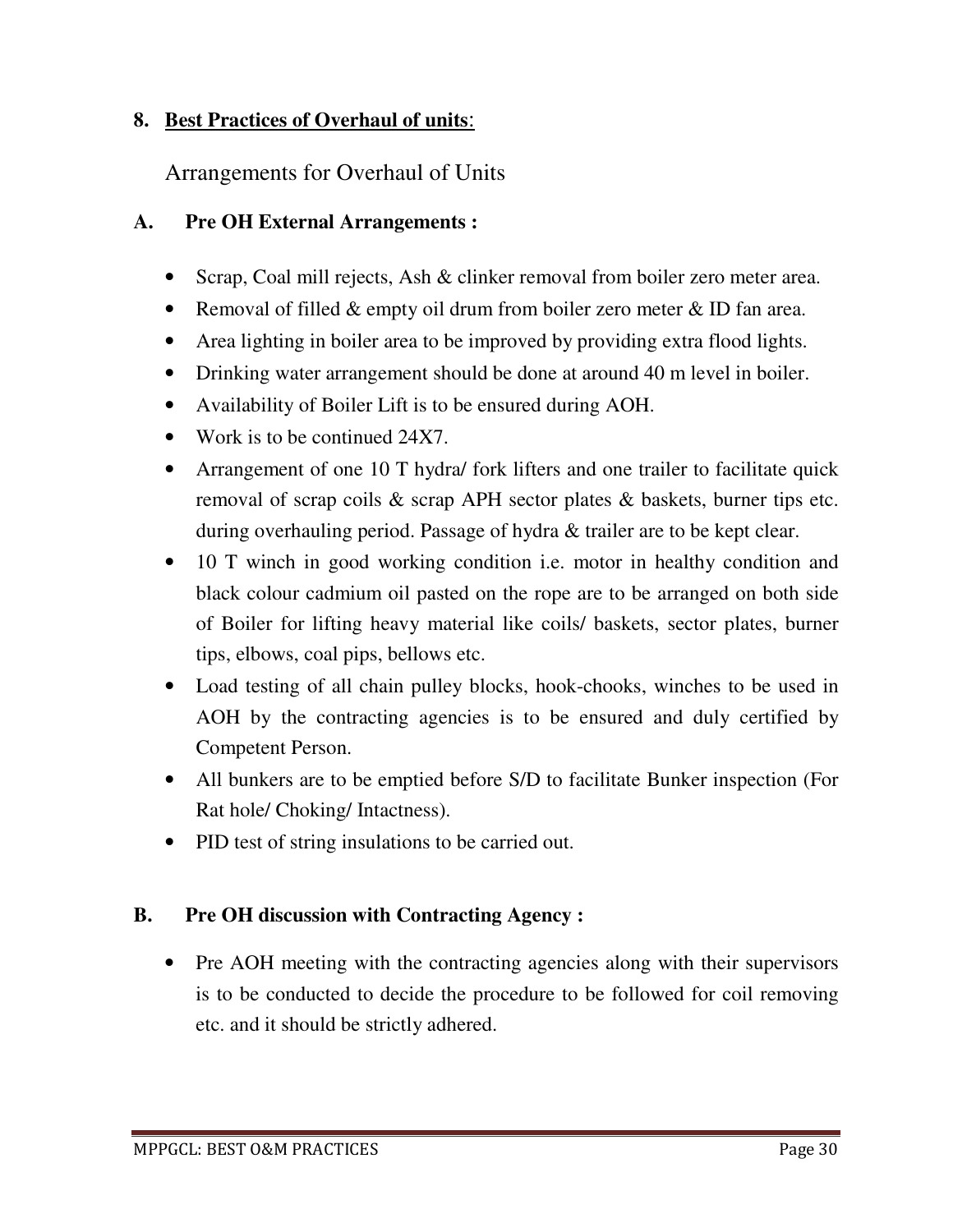## 8. Best Practices of Overhaul of units:

Arrangements for Overhaul of Units

### A. Pre OH External Arrangements :

- Scrap, Coal mill rejects, Ash & clinker removal from boiler zero meter area.
- Removal of filled & empty oil drum from boiler zero meter & ID fan area.
- Area lighting in boiler area to be improved by providing extra flood lights.
- Drinking water arrangement should be done at around 40 m level in boiler.
- Availability of Boiler Lift is to be ensured during AOH.
- Work is to be continued 24X7.
- Arrangement of one 10 T hydra/ fork lifters and one trailer to facilitate quick removal of scrap coils & scrap APH sector plates & baskets, burner tips etc. during overhauling period. Passage of hydra & trailer are to be kept clear.
- 10 T winch in good working condition i.e. motor in healthy condition and black colour cadmium oil pasted on the rope are to be arranged on both side of Boiler for lifting heavy material like coils/ baskets, sector plates, burner tips, elbows, coal pips, bellows etc.
- Load testing of all chain pulley blocks, hook-chooks, winches to be used in AOH by the contracting agencies is to be ensured and duly certified by Competent Person.
- All bunkers are to be emptied before S/D to facilitate Bunker inspection (For Rat hole/ Choking/ Intactness).
- PID test of string insulations to be carried out.

### B. Pre OH discussion with Contracting Agency :

- Pre AOH meeting with the contracting agencies along with their supervisors is to be conducted to decide the procedure to be followed for coil removing etc. and it should be strictly adhered.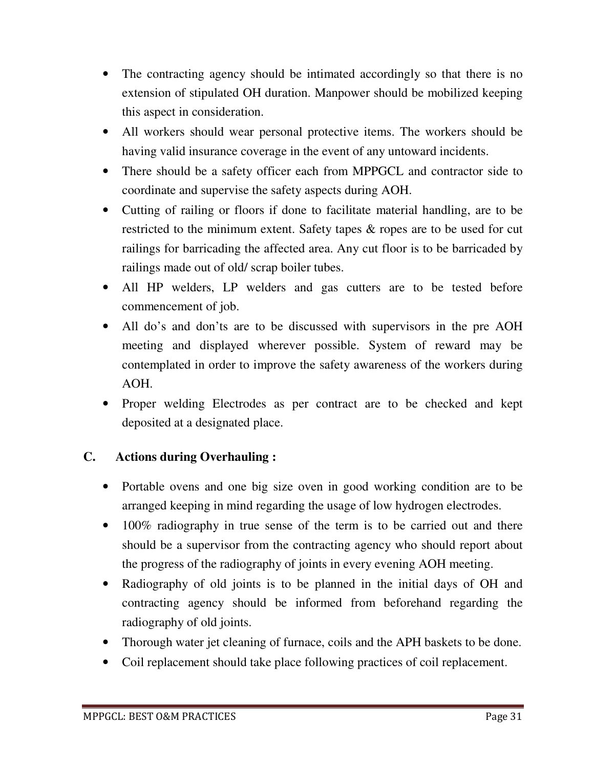- The contracting agency should be intimated accordingly so that there is no extension of stipulated OH duration. Manpower should be mobilized keeping this aspect in consideration.
- All workers should wear personal protective items. The workers should be having valid insurance coverage in the event of any untoward incidents.
- There should be a safety officer each from MPPGCL and contractor side to coordinate and supervise the safety aspects during AOH.
- Cutting of railing or floors if done to facilitate material handling, are to be restricted to the minimum extent. Safety tapes & ropes are to be used for cut railings for barricading the affected area. Any cut floor is to be barricaded by railings made out of old/ scrap boiler tubes.
- All HP welders, LP welders and gas cutters are to be tested before commencement of job.
- All do's and don'ts are to be discussed with supervisors in the pre AOH meeting and displayed wherever possible. System of reward may be contemplated in order to improve the safety awareness of the workers during AOH.
- Proper welding Electrodes as per contract are to be checked and kept deposited at a designated place.

### C. Actions during Overhauling :

- Portable ovens and one big size oven in good working condition are to be arranged keeping in mind regarding the usage of low hydrogen electrodes.
- 100% radiography in true sense of the term is to be carried out and there should be a supervisor from the contracting agency who should report about the progress of the radiography of joints in every evening AOH meeting.
- Radiography of old joints is to be planned in the initial days of OH and contracting agency should be informed from beforehand regarding the radiography of old joints.
- Thorough water jet cleaning of furnace, coils and the APH baskets to be done.
- Coil replacement should take place following practices of coil replacement.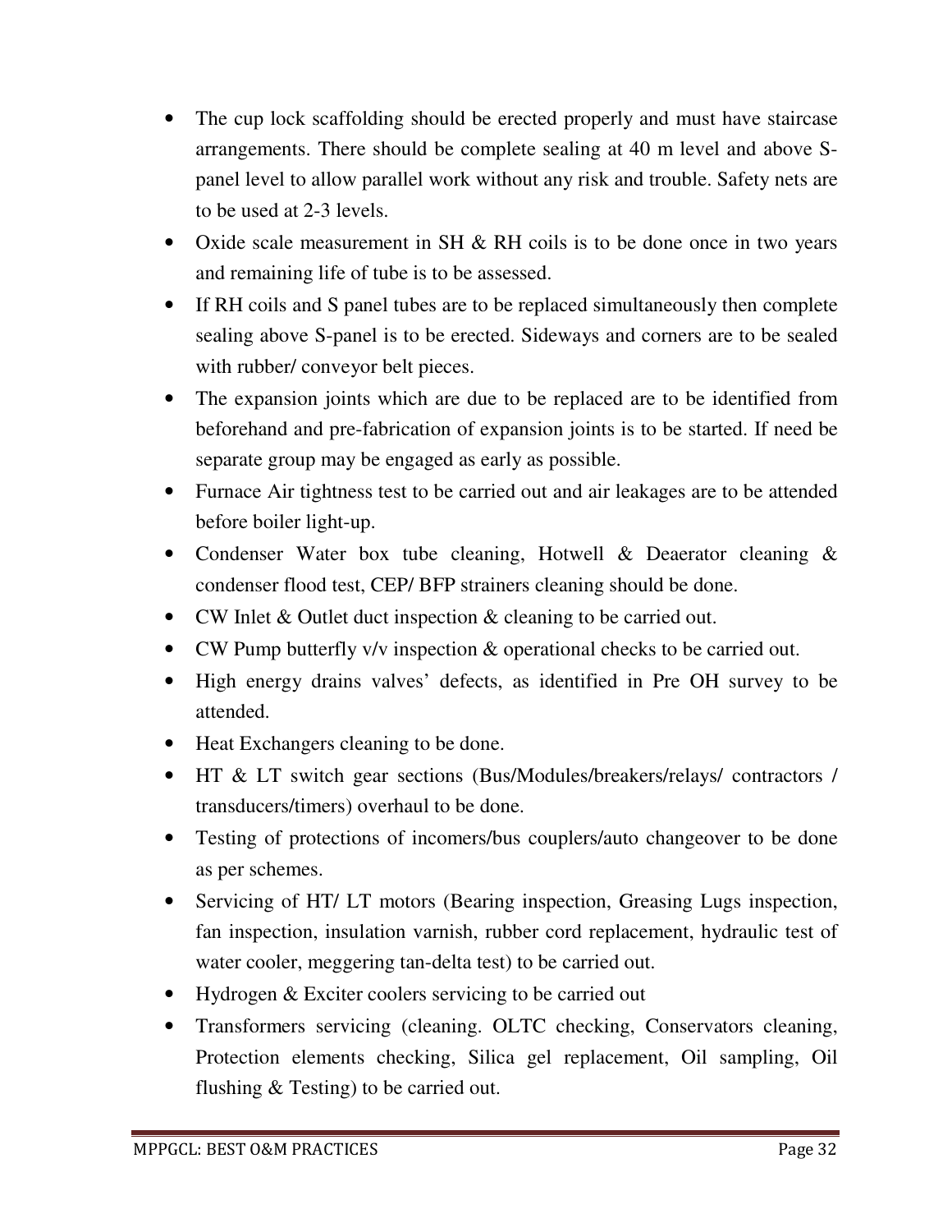- The cup lock scaffolding should be erected properly and must have staircase arrangements. There should be complete sealing at 40 m level and above S-panel level to allow parallel work without any risk and trouble. Safety nets are to be used at 2-3 levels.
- Oxide scale measurement in SH & RH coils is to be done once in two years and remaining life of tube is to be assessed.
- If RH coils and S panel tubes are to be replaced simultaneously then complete sealing above S-panel is to be erected. Sideways and corners are to be sealed with rubber/ conveyor belt pieces.
- The expansion joints which are due to be replaced are to be identified from beforehand and pre-fabrication of expansion joints is to be started. If need be separate group may be engaged as early as possible.
- Furnace Air tightness test to be carried out and air leakages are to be attended before boiler light-up.
- Condenser Water box tube cleaning, Hotwell & Deaerator cleaning & condenser flood test, CEP/ BFP strainers cleaning should be done.
- CW Inlet & Outlet duct inspection & cleaning to be carried out.
- CW Pump butterfly v/v inspection & operational checks to be carried out.
- High energy drains valves' defects, as identified in Pre OH survey to be attended.
- Heat Exchangers cleaning to be done.
- HT & LT switch gear sections (Bus/Modules/breakers/relays/ contractors / transducers/timers) overhaul to be done.
- Testing of protections of incomers/bus couplers/auto changeover to be done as per schemes.
- Servicing of HT/ LT motors (Bearing inspection, Greasing Lugs inspection, fan inspection, insulation varnish, rubber cord replacement, hydraulic test of water cooler, meggering tan-delta test) to be carried out.
- Hydrogen & Exciter coolers servicing to be carried out
- Transformers servicing (cleaning. OLTC checking, Conservators cleaning, Protection elements checking, Silica gel replacement, Oil sampling, Oil flushing & Testing) to be carried out.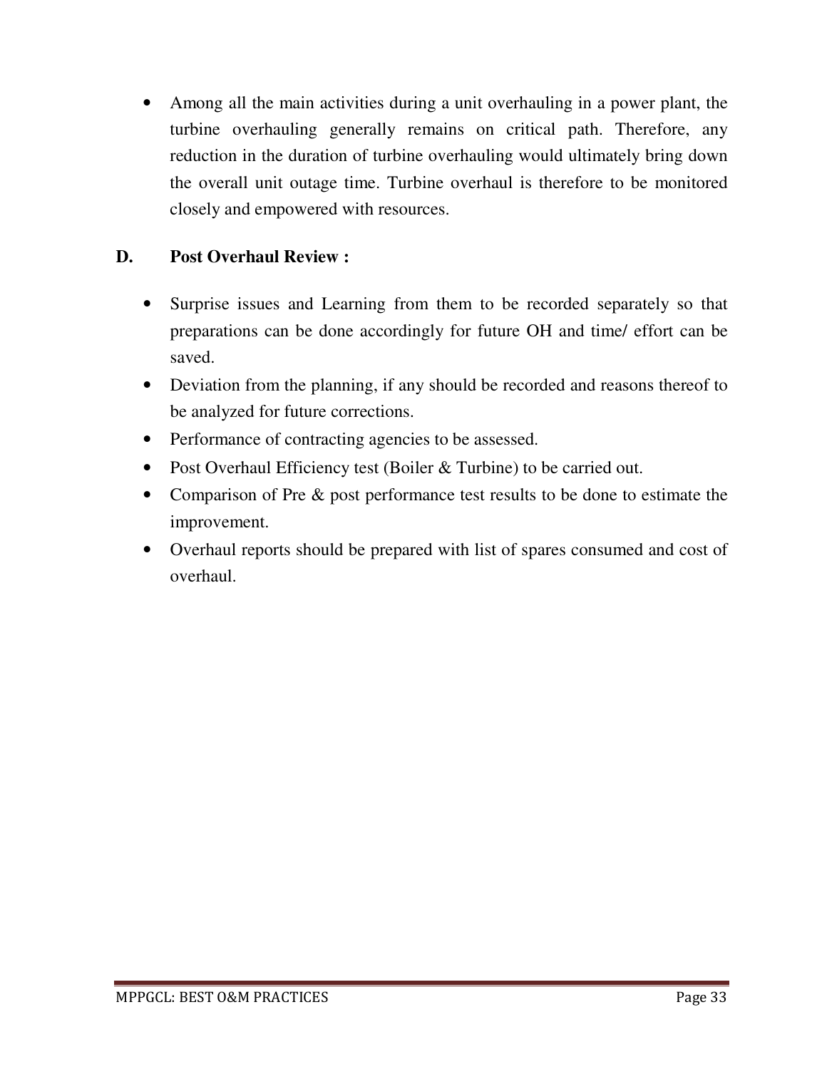- Among all the main activities during a unit overhauling in a power plant, the turbine overhauling generally remains on critical path. Therefore, any reduction in the duration of turbine overhauling would ultimately bring down the overall unit outage time. Turbine overhaul is therefore to be monitored closely and empowered with resources.

**D. Post Overhaul Review :**

- Surprise issues and Learning from them to be recorded separately so that preparations can be done accordingly for future OH and time/ effort can be saved.
- Deviation from the planning, if any should be recorded and reasons thereof to be analyzed for future corrections.
- Performance of contracting agencies to be assessed.
- Post Overhaul Efficiency test (Boiler & Turbine) to be carried out.
- Comparison of Pre & post performance test results to be done to estimate the improvement.
- Overhaul reports should be prepared with list of spares consumed and cost of overhaul.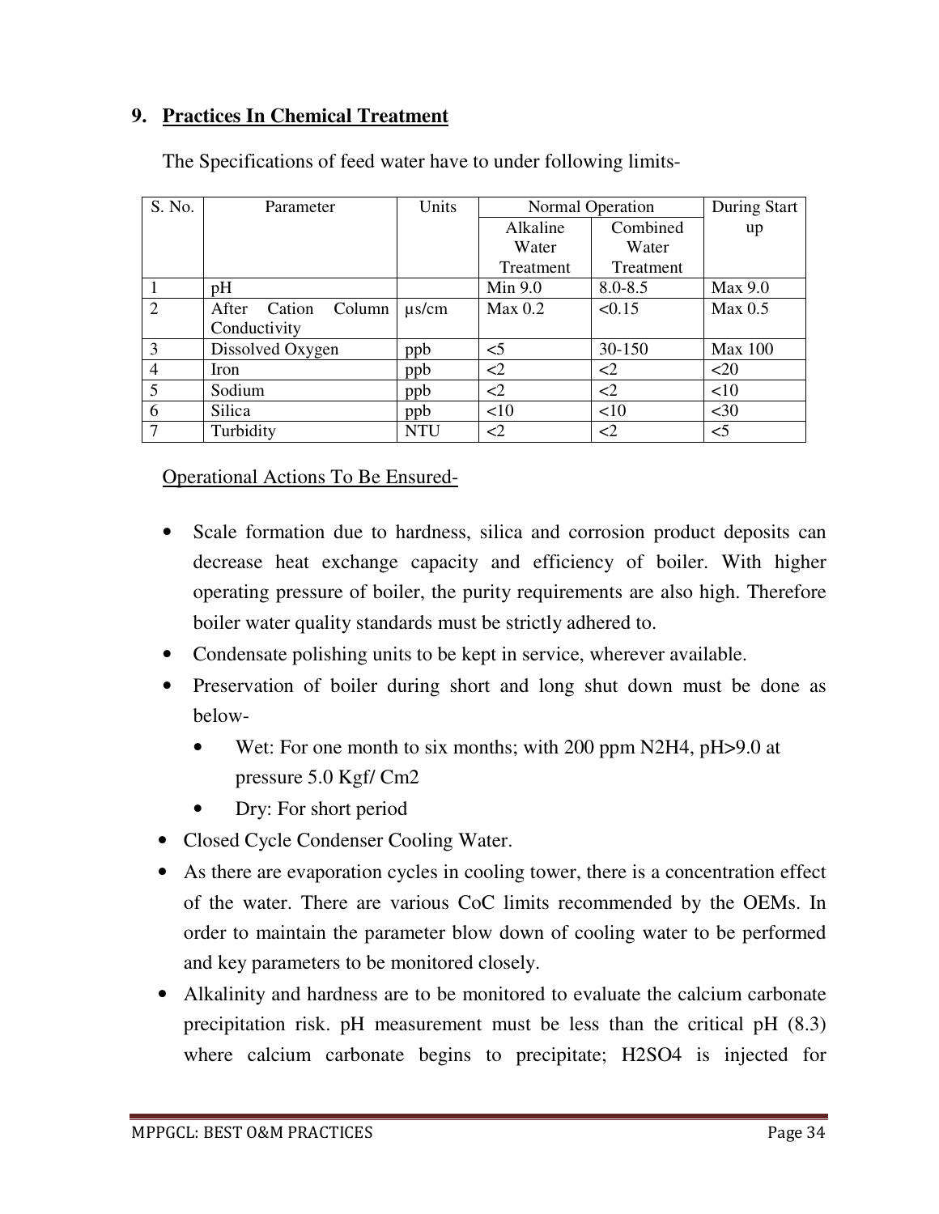## 9. Practices In Chemical Treatment

The Specifications of feed water have to under following limits-

| S. No. | Parameter | Units | Normal Operation | | During Start up |
|---|---|---|---|---|---|
| | | | Alkaline Water Treatment | Combined Water Treatment | |
| 1 | pH | | Min 9.0 | 8.0-8.5 | Max 9.0 |
| 2 | After Cation Column Conductivity | µs/cm | Max 0.2 | <0.15 | Max 0.5 |
| 3 | Dissolved Oxygen | ppb | <5 | 30-150 | Max 100 |
| 4 | Iron | ppb | <2 | <2 | <20 |
| 5 | Sodium | ppb | <2 | <2 | <10 |
| 6 | Silica | ppb | <10 | <10 | <30 |
| 7 | Turbidity | NTU | <2 | <2 | <5 |

Operational Actions To Be Ensured-

- Scale formation due to hardness, silica and corrosion product deposits can decrease heat exchange capacity and efficiency of boiler. With higher operating pressure of boiler, the purity requirements are also high. Therefore boiler water quality standards must be strictly adhered to.
- Condensate polishing units to be kept in service, wherever available.
- Preservation of boiler during short and long shut down must be done as below-
  - Wet: For one month to six months; with 200 ppm $N_2H_4$, pH>9.0 at pressure 5.0 Kgf/ Cm2
  - Dry: For short period
- Closed Cycle Condenser Cooling Water.
- As there are evaporation cycles in cooling tower, there is a concentration effect of the water. There are various CoC limits recommended by the OEMs. In order to maintain the parameter blow down of cooling water to be performed and key parameters to be monitored closely.
- Alkalinity and hardness are to be monitored to evaluate the calcium carbonate precipitation risk. pH measurement must be less than the critical pH (8.3) where calcium carbonate begins to precipitate; $H_2SO_4$ is injected for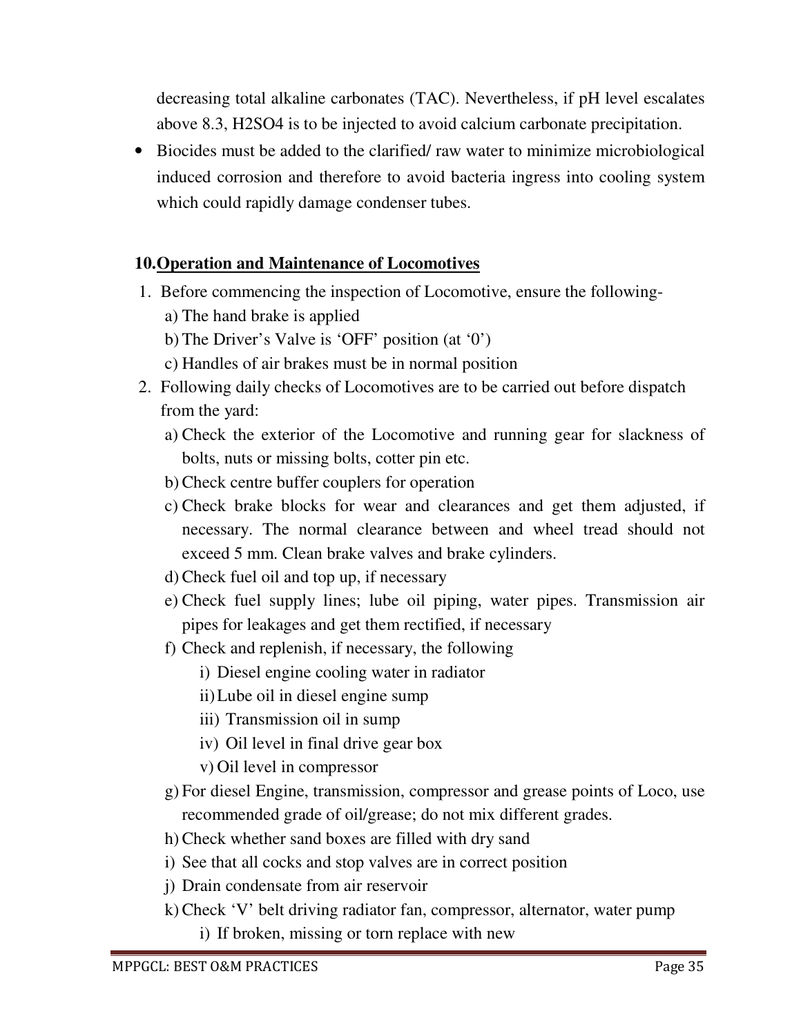decreasing total alkaline carbonates (TAC). Nevertheless, if pH level escalates above 8.3, $H_2SO_4$ is to be injected to avoid calcium carbonate precipitation.

- Biocides must be added to the clarified/ raw water to minimize microbiological induced corrosion and therefore to avoid bacteria ingress into cooling system which could rapidly damage condenser tubes.

## 10. Operation and Maintenance of Locomotives

1. Before commencing the inspection of Locomotive, ensure the following-
   a) The hand brake is applied
   b) The Driver's Valve is 'OFF' position (at '0')
   c) Handles of air brakes must be in normal position
2. Following daily checks of Locomotives are to be carried out before dispatch from the yard:
   a) Check the exterior of the Locomotive and running gear for slackness of bolts, nuts or missing bolts, cotter pin etc.
   b) Check centre buffer couplers for operation
   c) Check brake blocks for wear and clearances and get them adjusted, if necessary. The normal clearance between and wheel tread should not exceed 5 mm. Clean brake valves and brake cylinders.
   d) Check fuel oil and top up, if necessary
   e) Check fuel supply lines; lube oil piping, water pipes. Transmission air pipes for leakages and get them rectified, if necessary
   f) Check and replenish, if necessary, the following
      i) Diesel engine cooling water in radiator
      ii) Lube oil in diesel engine sump
      iii) Transmission oil in sump
      iv) Oil level in final drive gear box
      v) Oil level in compressor
   g) For diesel Engine, transmission, compressor and grease points of Loco, use recommended grade of oil/grease; do not mix different grades.
   h) Check whether sand boxes are filled with dry sand
   i) See that all cocks and stop valves are in correct position
   j) Drain condensate from air reservoir
   k) Check 'V' belt driving radiator fan, compressor, alternator, water pump
      i) If broken, missing or torn replace with new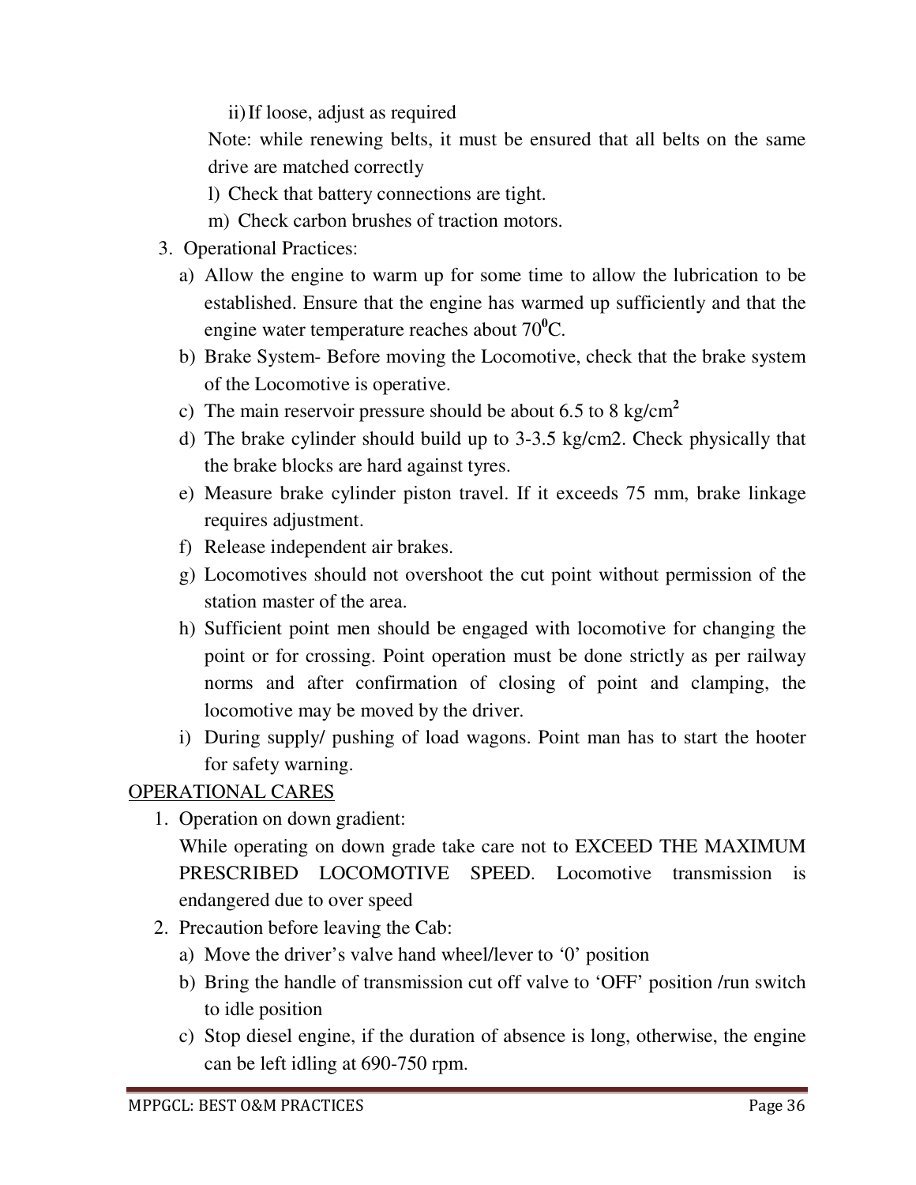ii) If loose, adjust as required

Note: while renewing belts, it must be ensured that all belts on the same drive are matched correctly

l) Check that battery connections are tight.

m) Check carbon brushes of traction motors.

3. Operational Practices:
   a) Allow the engine to warm up for some time to allow the lubrication to be established. Ensure that the engine has warmed up sufficiently and that the engine water temperature reaches about $70^0$C.
   b) Brake System- Before moving the Locomotive, check that the brake system of the Locomotive is operative.
   c) The main reservoir pressure should be about 6.5 to 8 kg/cm$^2$
   d) The brake cylinder should build up to 3-3.5 kg/cm2. Check physically that the brake blocks are hard against tyres.
   e) Measure brake cylinder piston travel. If it exceeds 75 mm, brake linkage requires adjustment.
   f) Release independent air brakes.
   g) Locomotives should not overshoot the cut point without permission of the station master of the area.
   h) Sufficient point men should be engaged with locomotive for changing the point or for crossing. Point operation must be done strictly as per railway norms and after confirmation of closing of point and clamping, the locomotive may be moved by the driver.
   i) During supply/ pushing of load wagons. Point man has to start the hooter for safety warning.

<u>OPERATIONAL CARES</u>

1. Operation on down gradient:

   While operating on down grade take care not to EXCEED THE MAXIMUM PRESCRIBED LOCOMOTIVE SPEED. Locomotive transmission is endangered due to over speed
2. Precaution before leaving the Cab:
   a) Move the driver's valve hand wheel/lever to '0' position
   b) Bring the handle of transmission cut off valve to 'OFF' position /run switch to idle position
   c) Stop diesel engine, if the duration of absence is long, otherwise, the engine can be left idling at 690-750 rpm.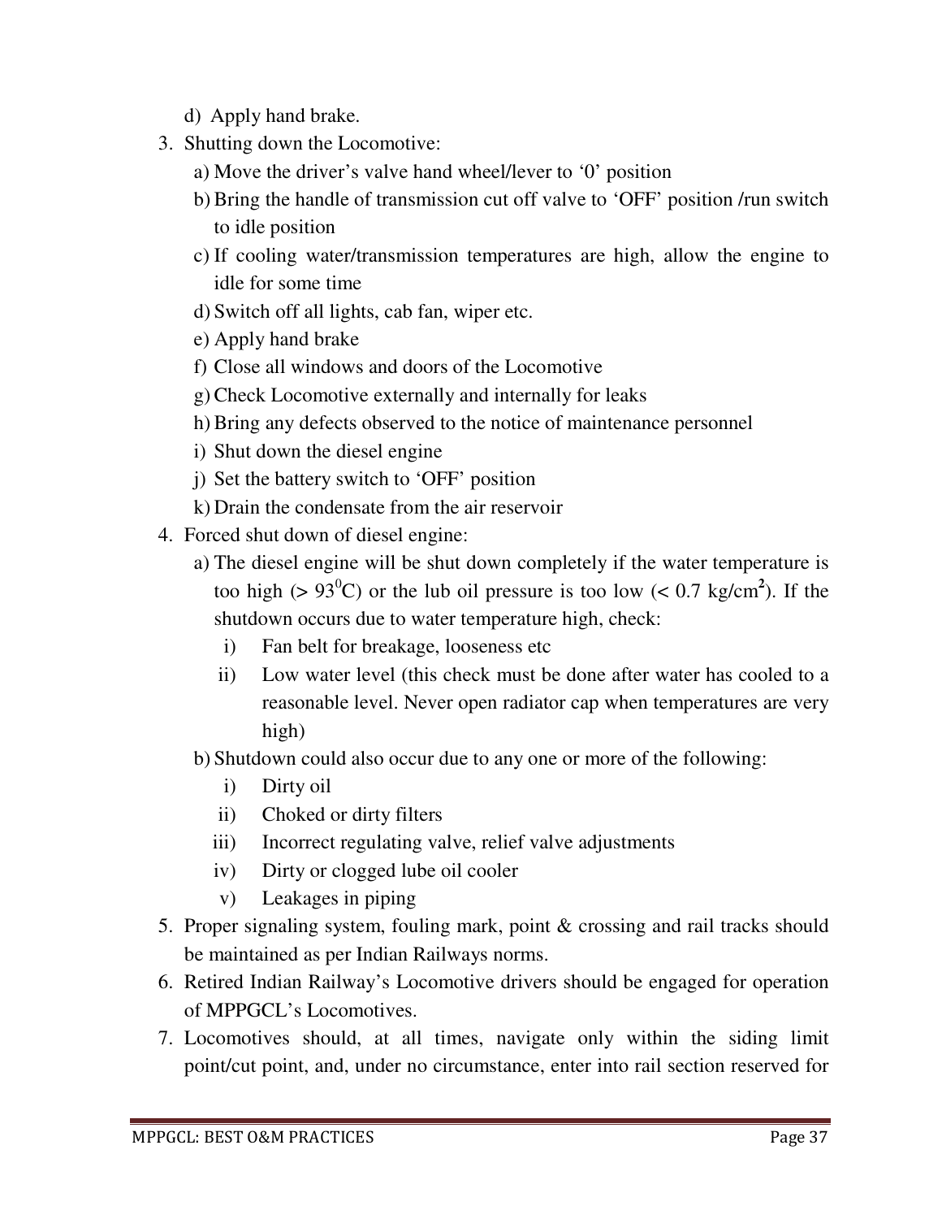d) Apply hand brake.

3. Shutting down the Locomotive:
   a) Move the driver's valve hand wheel/lever to '0' position
   b) Bring the handle of transmission cut off valve to 'OFF' position /run switch to idle position
   c) If cooling water/transmission temperatures are high, allow the engine to idle for some time
   d) Switch off all lights, cab fan, wiper etc.
   e) Apply hand brake
   f) Close all windows and doors of the Locomotive
   g) Check Locomotive externally and internally for leaks
   h) Bring any defects observed to the notice of maintenance personnel
   i) Shut down the diesel engine
   j) Set the battery switch to 'OFF' position
   k) Drain the condensate from the air reservoir
4. Forced shut down of diesel engine:
   a) The diesel engine will be shut down completely if the water temperature is too high (> $93^0$C) or the lub oil pressure is too low (< 0.7 kg/cm$^2$). If the shutdown occurs due to water temperature high, check:
      i) Fan belt for breakage, looseness etc
      ii) Low water level (this check must be done after water has cooled to a reasonable level. Never open radiator cap when temperatures are very high)
   b) Shutdown could also occur due to any one or more of the following:
      i) Dirty oil
      ii) Choked or dirty filters
      iii) Incorrect regulating valve, relief valve adjustments
      iv) Dirty or clogged lube oil cooler
      v) Leakages in piping
5. Proper signaling system, fouling mark, point & crossing and rail tracks should be maintained as per Indian Railways norms.
6. Retired Indian Railway's Locomotive drivers should be engaged for operation of MPPGCL's Locomotives.
7. Locomotives should, at all times, navigate only within the siding limit point/cut point, and, under no circumstance, enter into rail section reserved for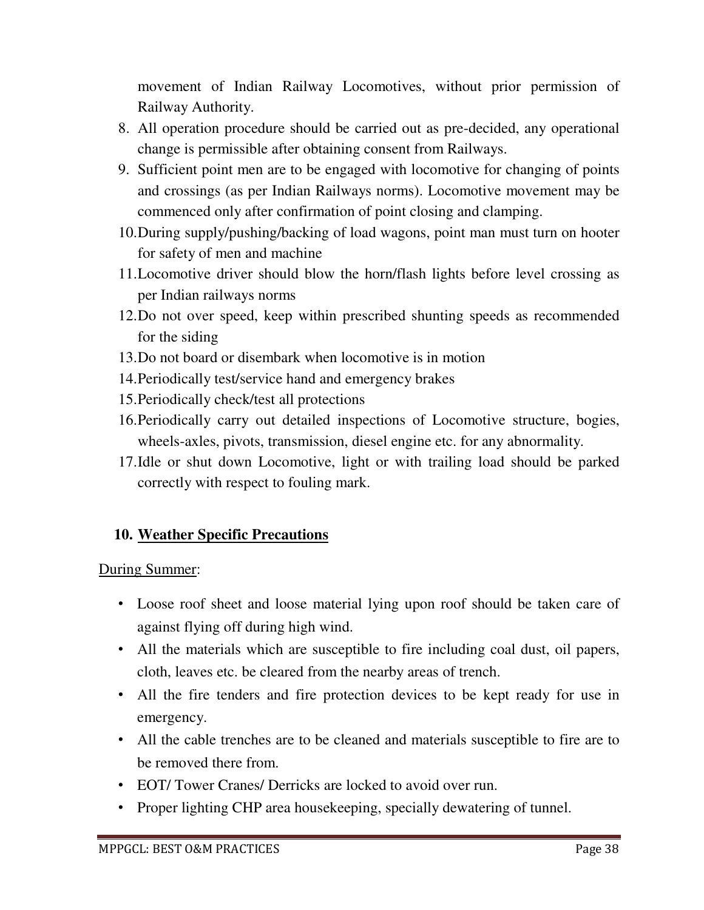movement of Indian Railway Locomotives, without prior permission of Railway Authority.

8. All operation procedure should be carried out as pre-decided, any operational change is permissible after obtaining consent from Railways.
9. Sufficient point men are to be engaged with locomotive for changing of points and crossings (as per Indian Railways norms). Locomotive movement may be commenced only after confirmation of point closing and clamping.
10. During supply/pushing/backing of load wagons, point man must turn on hooter for safety of men and machine
11. Locomotive driver should blow the horn/flash lights before level crossing as per Indian railways norms
12. Do not over speed, keep within prescribed shunting speeds as recommended for the siding
13. Do not board or disembark when locomotive is in motion
14. Periodically test/service hand and emergency brakes
15. Periodically check/test all protections
16. Periodically carry out detailed inspections of Locomotive structure, bogies, wheels-axles, pivots, transmission, diesel engine etc. for any abnormality.
17. Idle or shut down Locomotive, light or with trailing load should be parked correctly with respect to fouling mark.

## 10. Weather Specific Precautions

During Summer:

- Loose roof sheet and loose material lying upon roof should be taken care of against flying off during high wind.
- All the materials which are susceptible to fire including coal dust, oil papers, cloth, leaves etc. be cleared from the nearby areas of trench.
- All the fire tenders and fire protection devices to be kept ready for use in emergency.
- All the cable trenches are to be cleaned and materials susceptible to fire are to be removed there from.
- EOT/ Tower Cranes/ Derricks are locked to avoid over run.
- Proper lighting CHP area housekeeping, specially dewatering of tunnel.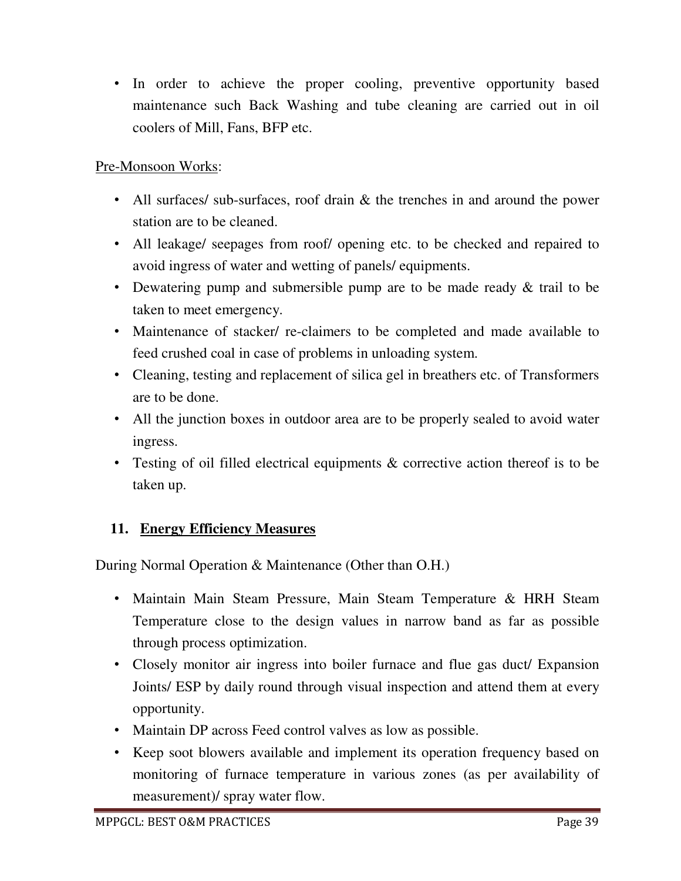- In order to achieve the proper cooling, preventive opportunity based maintenance such Back Washing and tube cleaning are carried out in oil coolers of Mill, Fans, BFP etc.

<u>Pre-Monsoon Works</u>:

- All surfaces/ sub-surfaces, roof drain & the trenches in and around the power station are to be cleaned.
- All leakage/ seepages from roof/ opening etc. to be checked and repaired to avoid ingress of water and wetting of panels/ equipments.
- Dewatering pump and submersible pump are to be made ready & trail to be taken to meet emergency.
- Maintenance of stacker/ re-claimers to be completed and made available to feed crushed coal in case of problems in unloading system.
- Cleaning, testing and replacement of silica gel in breathers etc. of Transformers are to be done.
- All the junction boxes in outdoor area are to be properly sealed to avoid water ingress.
- Testing of oil filled electrical equipments & corrective action thereof is to be taken up.

## 11. Energy Efficiency Measures

During Normal Operation & Maintenance (Other than O.H.)

- Maintain Main Steam Pressure, Main Steam Temperature & HRH Steam Temperature close to the design values in narrow band as far as possible through process optimization.
- Closely monitor air ingress into boiler furnace and flue gas duct/ Expansion Joints/ ESP by daily round through visual inspection and attend them at every opportunity.
- Maintain DP across Feed control valves as low as possible.
- Keep soot blowers available and implement its operation frequency based on monitoring of furnace temperature in various zones (as per availability of measurement)/ spray water flow.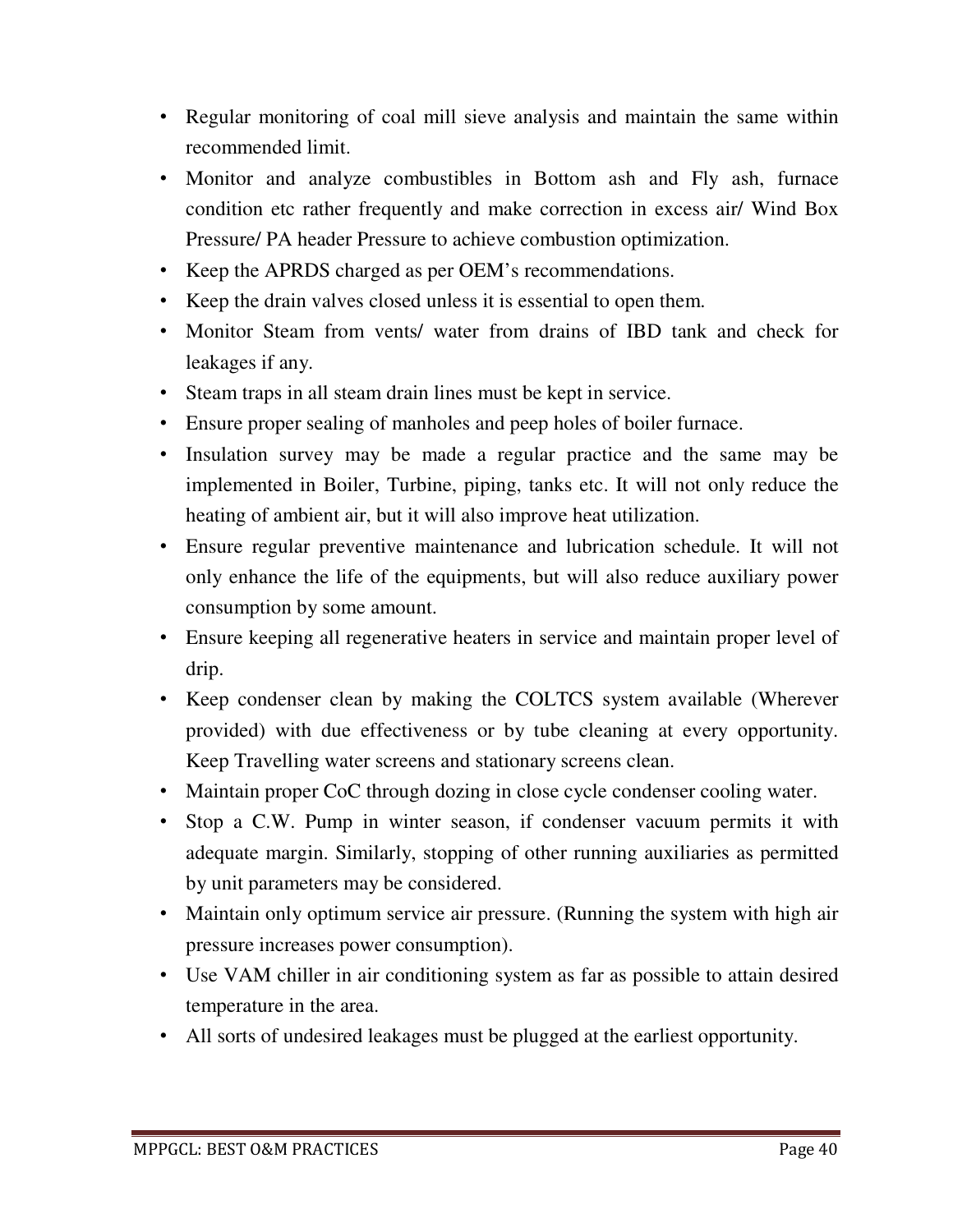- Regular monitoring of coal mill sieve analysis and maintain the same within recommended limit.
- Monitor and analyze combustibles in Bottom ash and Fly ash, furnace condition etc rather frequently and make correction in excess air/ Wind Box Pressure/ PA header Pressure to achieve combustion optimization.
- Keep the APRDS charged as per OEM's recommendations.
- Keep the drain valves closed unless it is essential to open them.
- Monitor Steam from vents/ water from drains of IBD tank and check for leakages if any.
- Steam traps in all steam drain lines must be kept in service.
- Ensure proper sealing of manholes and peep holes of boiler furnace.
- Insulation survey may be made a regular practice and the same may be implemented in Boiler, Turbine, piping, tanks etc. It will not only reduce the heating of ambient air, but it will also improve heat utilization.
- Ensure regular preventive maintenance and lubrication schedule. It will not only enhance the life of the equipments, but will also reduce auxiliary power consumption by some amount.
- Ensure keeping all regenerative heaters in service and maintain proper level of drip.
- Keep condenser clean by making the COLTCS system available (Wherever provided) with due effectiveness or by tube cleaning at every opportunity. Keep Travelling water screens and stationary screens clean.
- Maintain proper CoC through dozing in close cycle condenser cooling water.
- Stop a C.W. Pump in winter season, if condenser vacuum permits it with adequate margin. Similarly, stopping of other running auxiliaries as permitted by unit parameters may be considered.
- Maintain only optimum service air pressure. (Running the system with high air pressure increases power consumption).
- Use VAM chiller in air conditioning system as far as possible to attain desired temperature in the area.
- All sorts of undesired leakages must be plugged at the earliest opportunity.